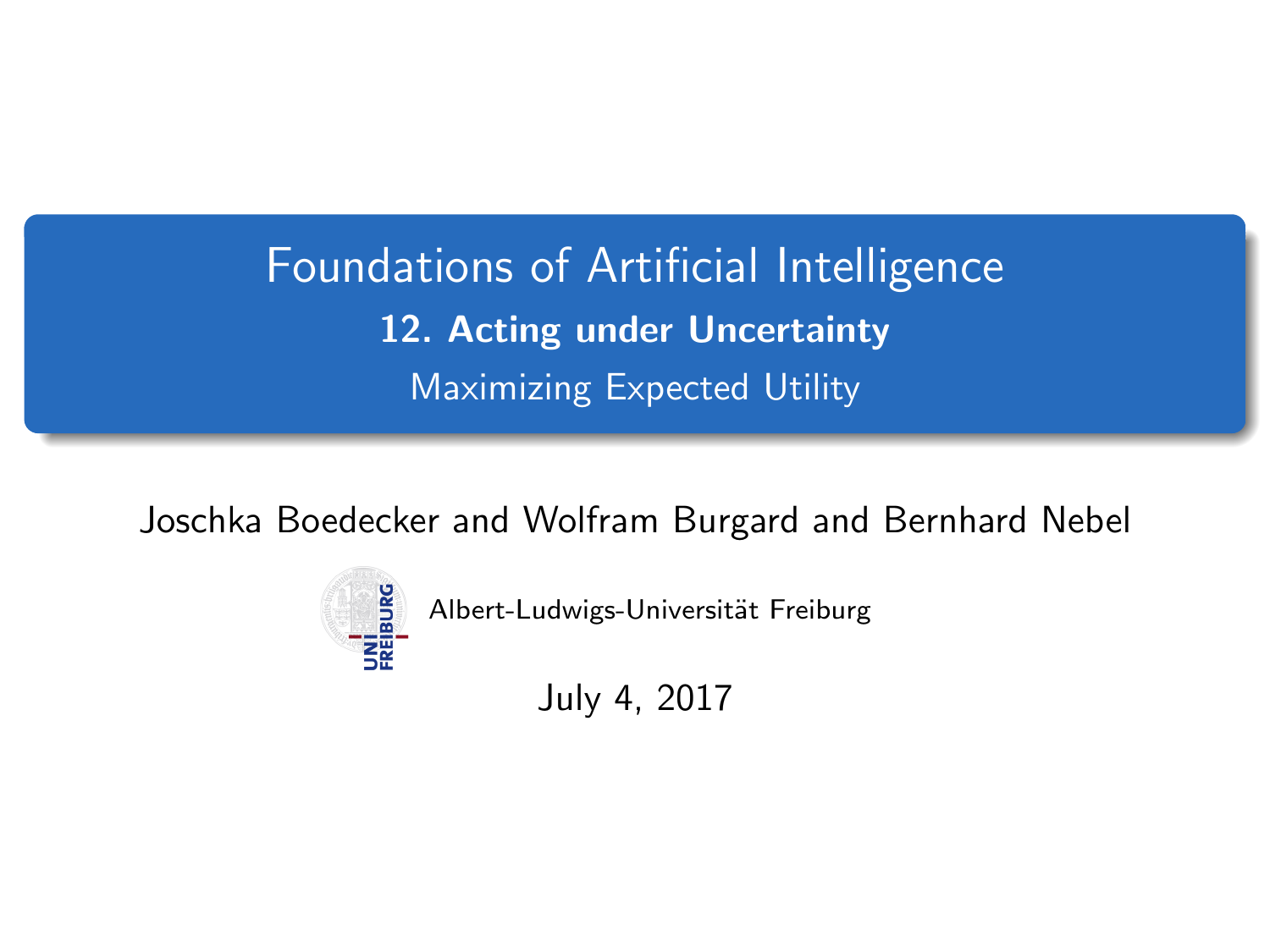# Foundations of Artificial Intelligence

## 12. Acting under Uncertainty

Maximizing Expected Utility

Joschka Boedecker and Wolfram Burgard and Bernhard Nebel

Albert-Ludwigs-Universität Freiburg

July 4, 2017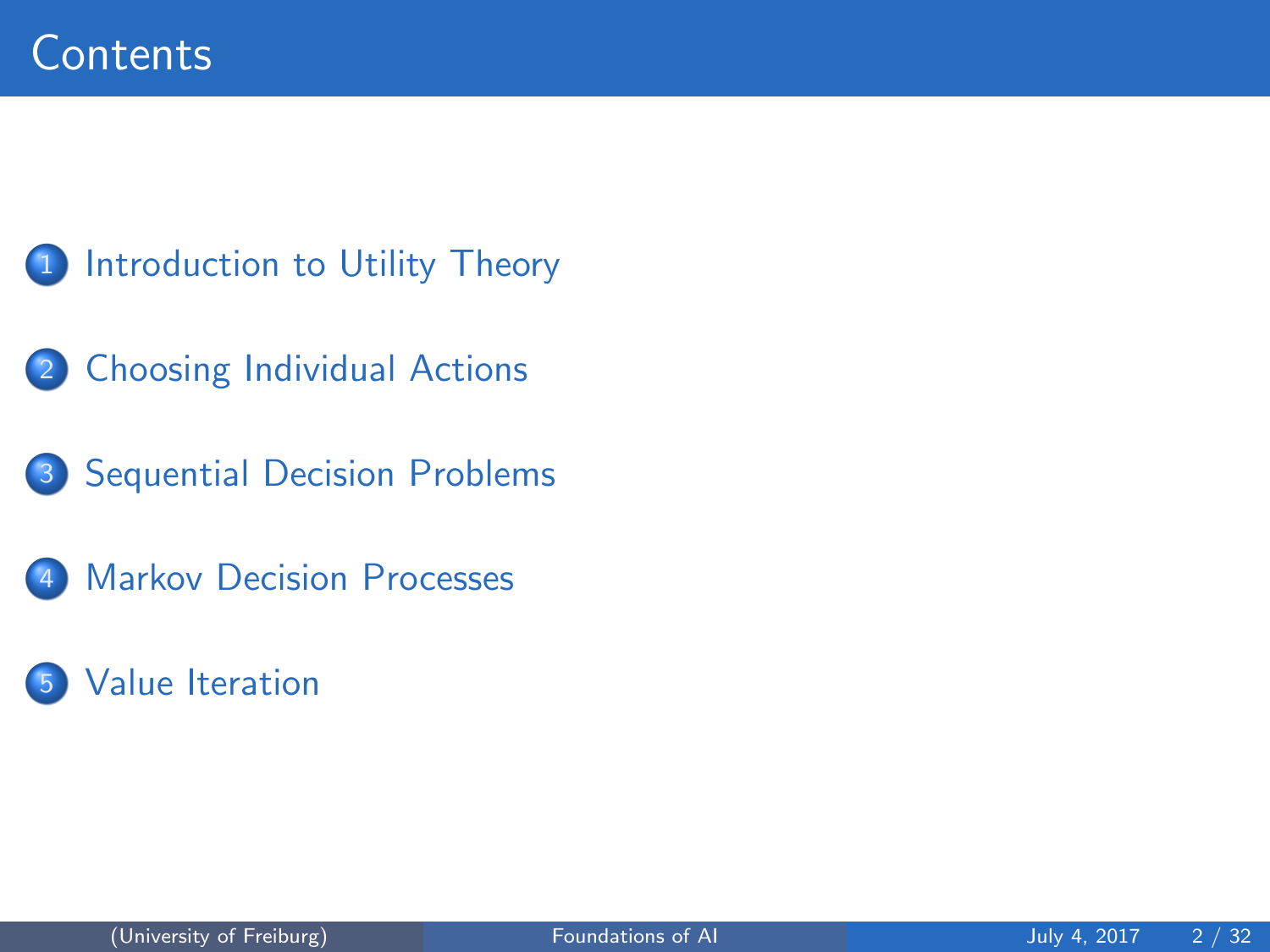# Contents

1. Introduction to Utility Theory
2. Choosing Individual Actions
3. Sequential Decision Problems
4. Markov Decision Processes
5. Value Iteration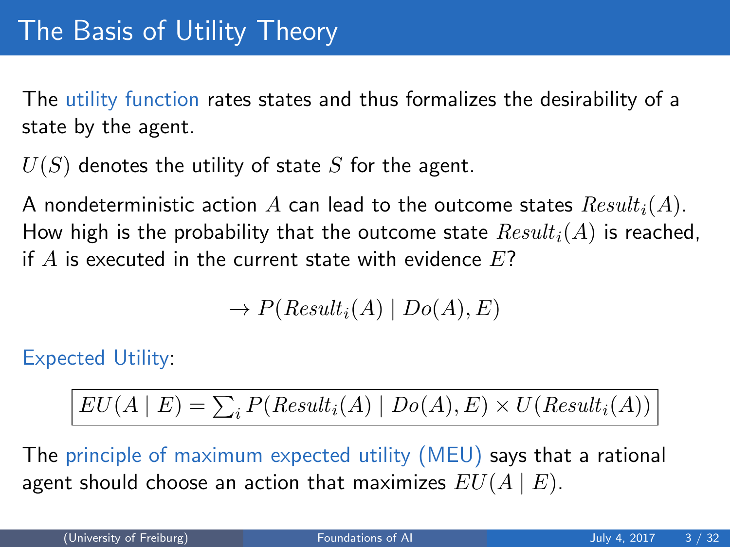# The Basis of Utility Theory

The utility function rates states and thus formalizes the desirability of a state by the agent.

$U(S)$ denotes the utility of state $S$ for the agent.

A nondeterministic action $A$ can lead to the outcome states $Result_i(A)$. How high is the probability that the outcome state $Result_i(A)$ is reached, if $A$ is executed in the current state with evidence $E$?

$$\rightarrow P(Result_i(A) \mid Do(A), E)$$

Expected Utility:

$$\boxed{EU(A \mid E) = \sum_i P(Result_i(A) \mid Do(A), E) \times U(Result_i(A))}$$

The principle of maximum expected utility (MEU) says that a rational agent should choose an action that maximizes $EU(A \mid E)$.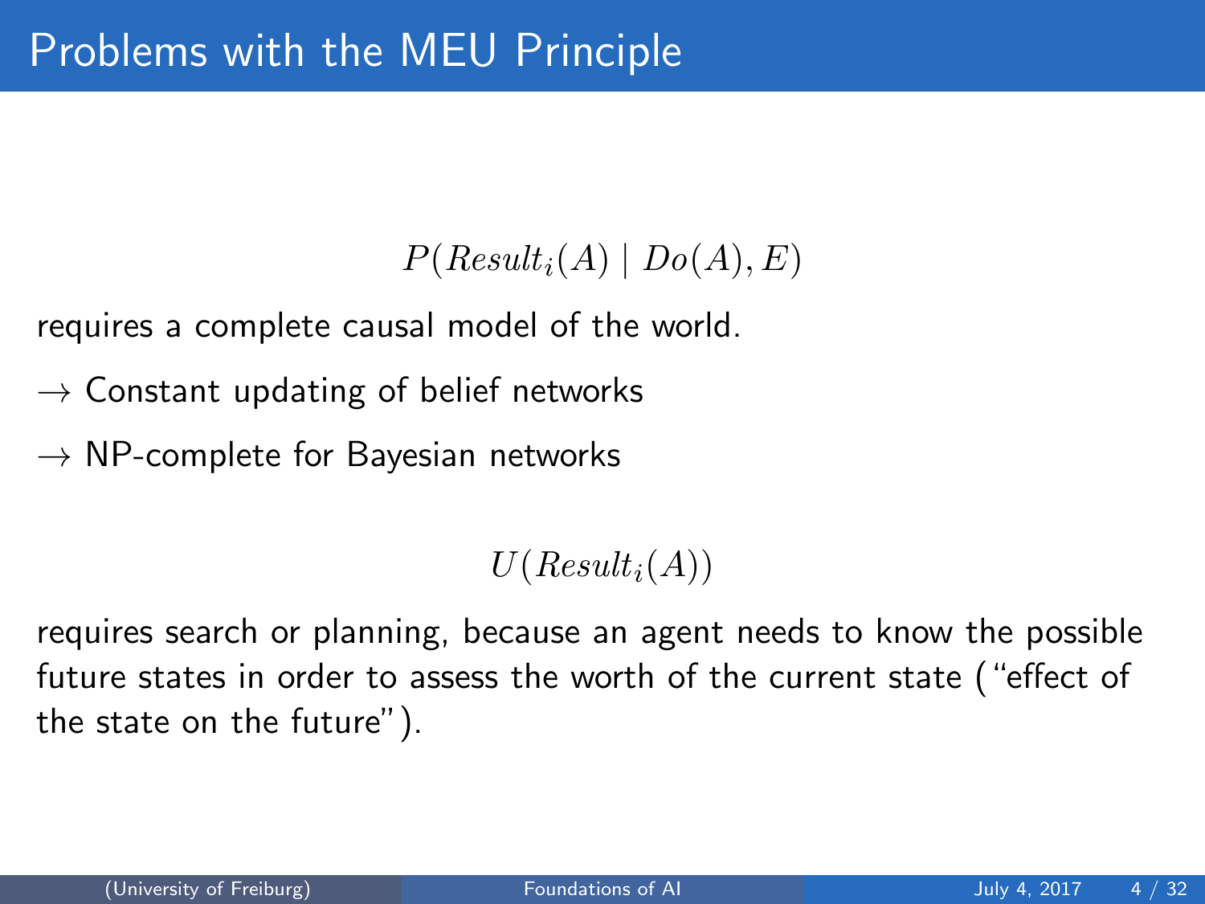# Problems with the MEU Principle

$$P(Result_i(A) \mid Do(A), E)$$

requires a complete causal model of the world.

$\rightarrow$ Constant updating of belief networks

$\rightarrow$ NP-complete for Bayesian networks

$$U(Result_i(A))$$

requires search or planning, because an agent needs to know the possible future states in order to assess the worth of the current state ("effect of the state on the future").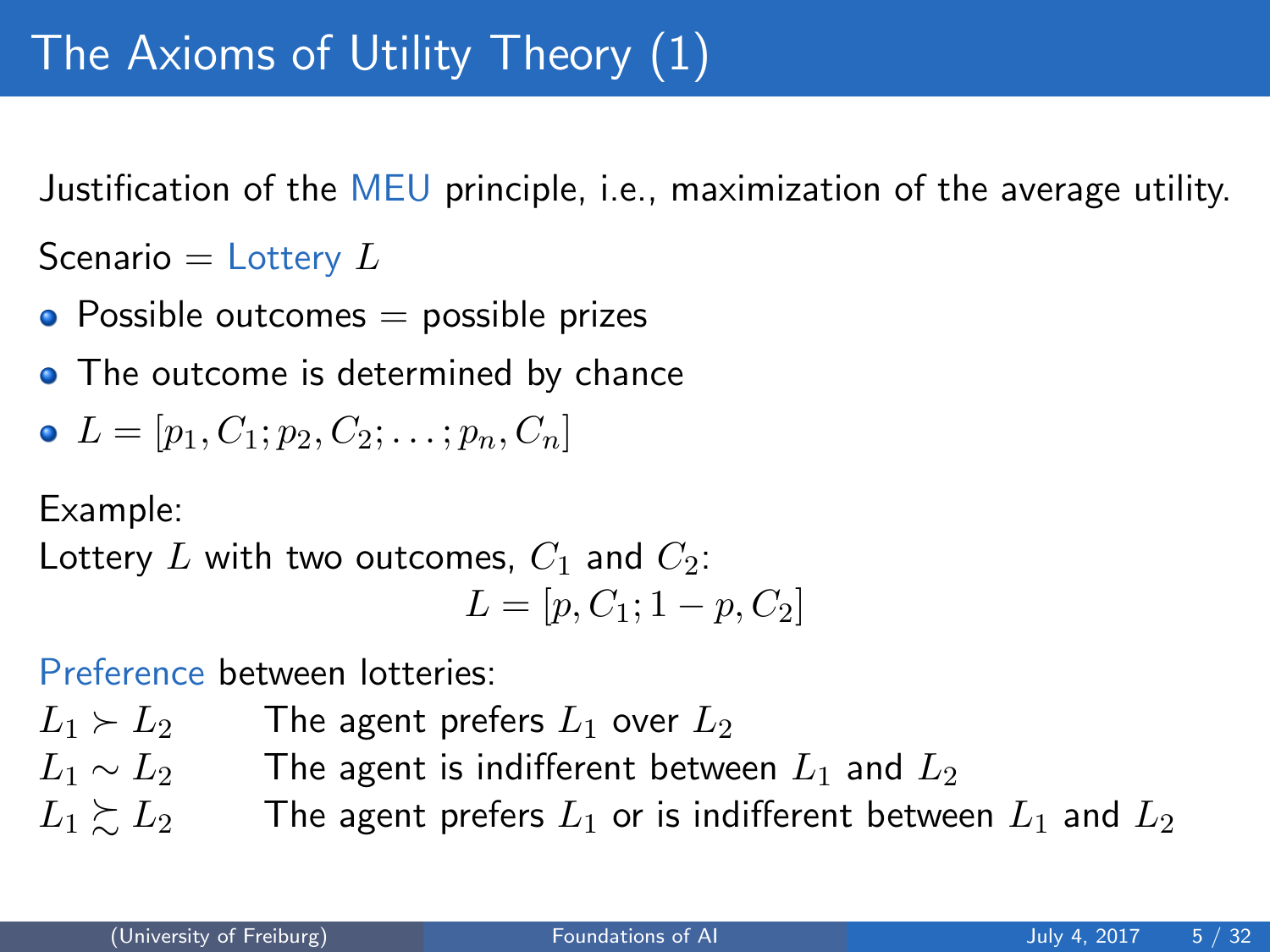# The Axioms of Utility Theory (1)

Justification of the MEU principle, i.e., maximization of the average utility.

Scenario = Lottery $L$

- Possible outcomes = possible prizes
- The outcome is determined by chance
- $L = [p_1, C_1; p_2, C_2; \ldots; p_n, C_n]$

Example:
Lottery $L$ with two outcomes, $C_1$ and $C_2$:

$$L = [p, C_1; 1 - p, C_2]$$

Preference between lotteries:

| | |
|---|---|
| $L_1 \succ L_2$ | The agent prefers $L_1$ over $L_2$ |
| $L_1 \sim L_2$ | The agent is indifferent between $L_1$ and $L_2$ |
| $L_1 \succsim L_2$ | The agent prefers $L_1$ or is indifferent between $L_1$ and $L_2$ |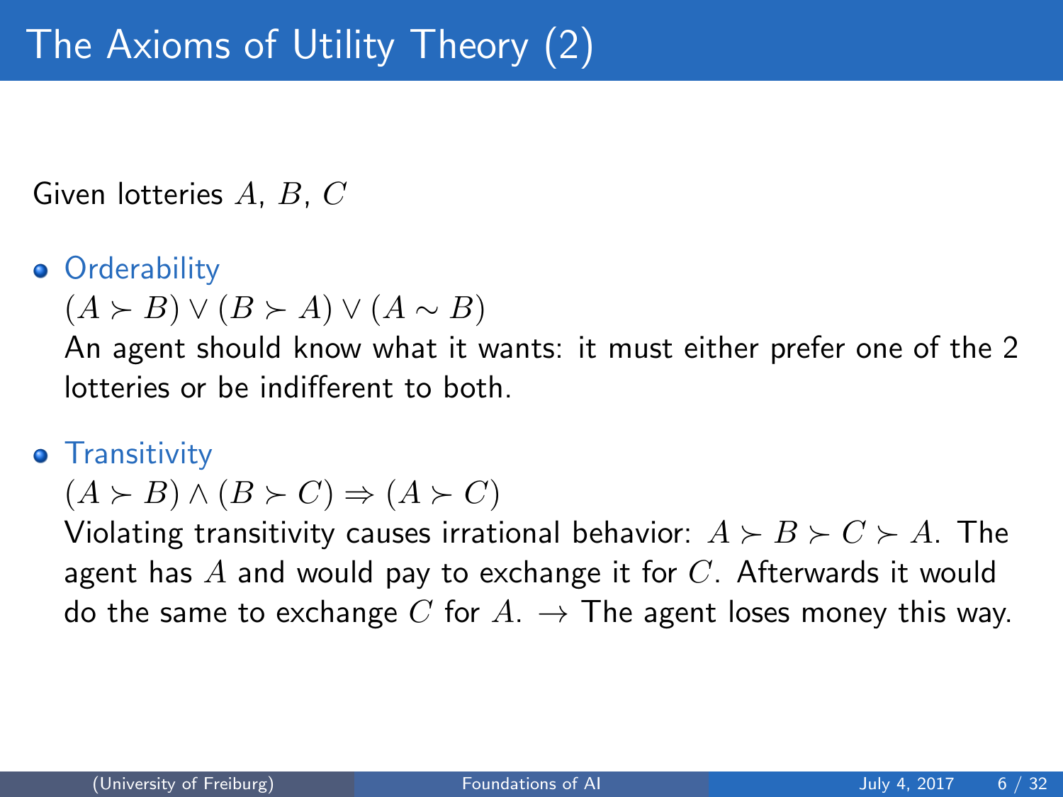# The Axioms of Utility Theory (2)

Given lotteries $A$, $B$, $C$

- **Orderability**

  $(A \succ B) \vee (B \succ A) \vee (A \sim B)$

  An agent should know what it wants: it must either prefer one of the 2 lotteries or be indifferent to both.

- **Transitivity**

  $(A \succ B) \wedge (B \succ C) \Rightarrow (A \succ C)$

  Violating transitivity causes irrational behavior: $A \succ B \succ C \succ A$. The agent has $A$ and would pay to exchange it for $C$. Afterwards it would do the same to exchange $C$ for $A$. $\rightarrow$ The agent loses money this way.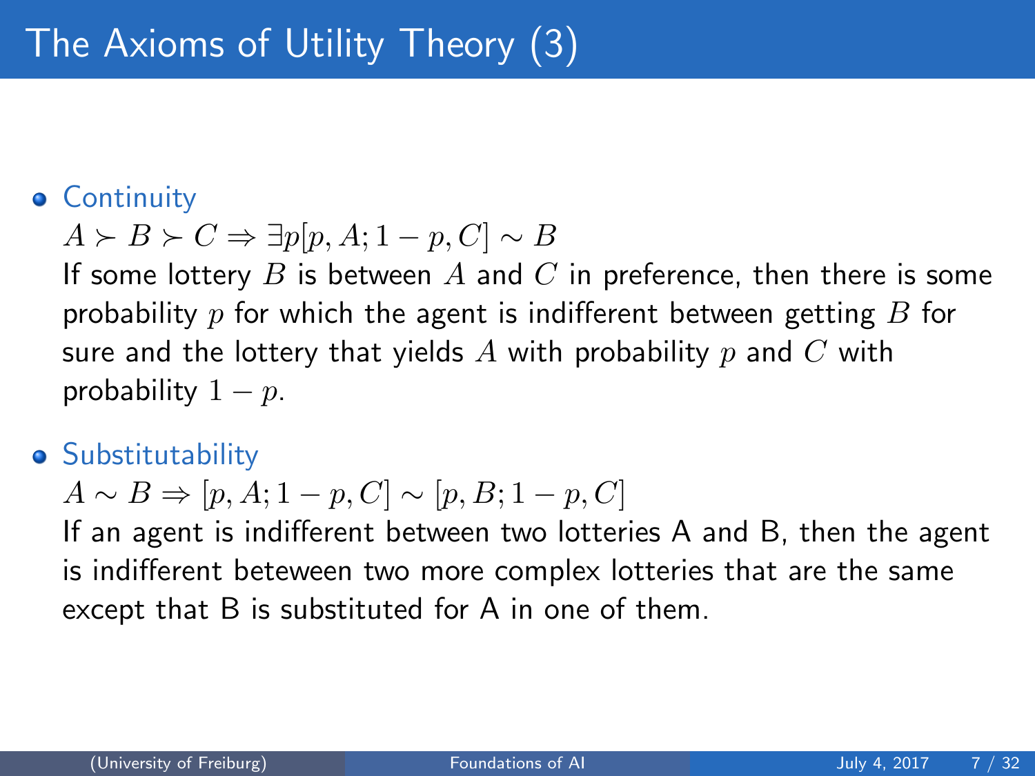# The Axioms of Utility Theory (3)

- **Continuity**

  $A \succ B \succ C \Rightarrow \exists p [p, A; 1-p, C] \sim B$

  If some lottery $B$ is between $A$ and $C$ in preference, then there is some probability $p$ for which the agent is indifferent between getting $B$ for sure and the lottery that yields $A$ with probability $p$ and $C$ with probability $1-p$.

- **Substitutability**

  $A \sim B \Rightarrow [p, A; 1-p, C] \sim [p, B; 1-p, C]$

  If an agent is indifferent between two lotteries A and B, then the agent is indifferent beteween two more complex lotteries that are the same except that B is substituted for A in one of them.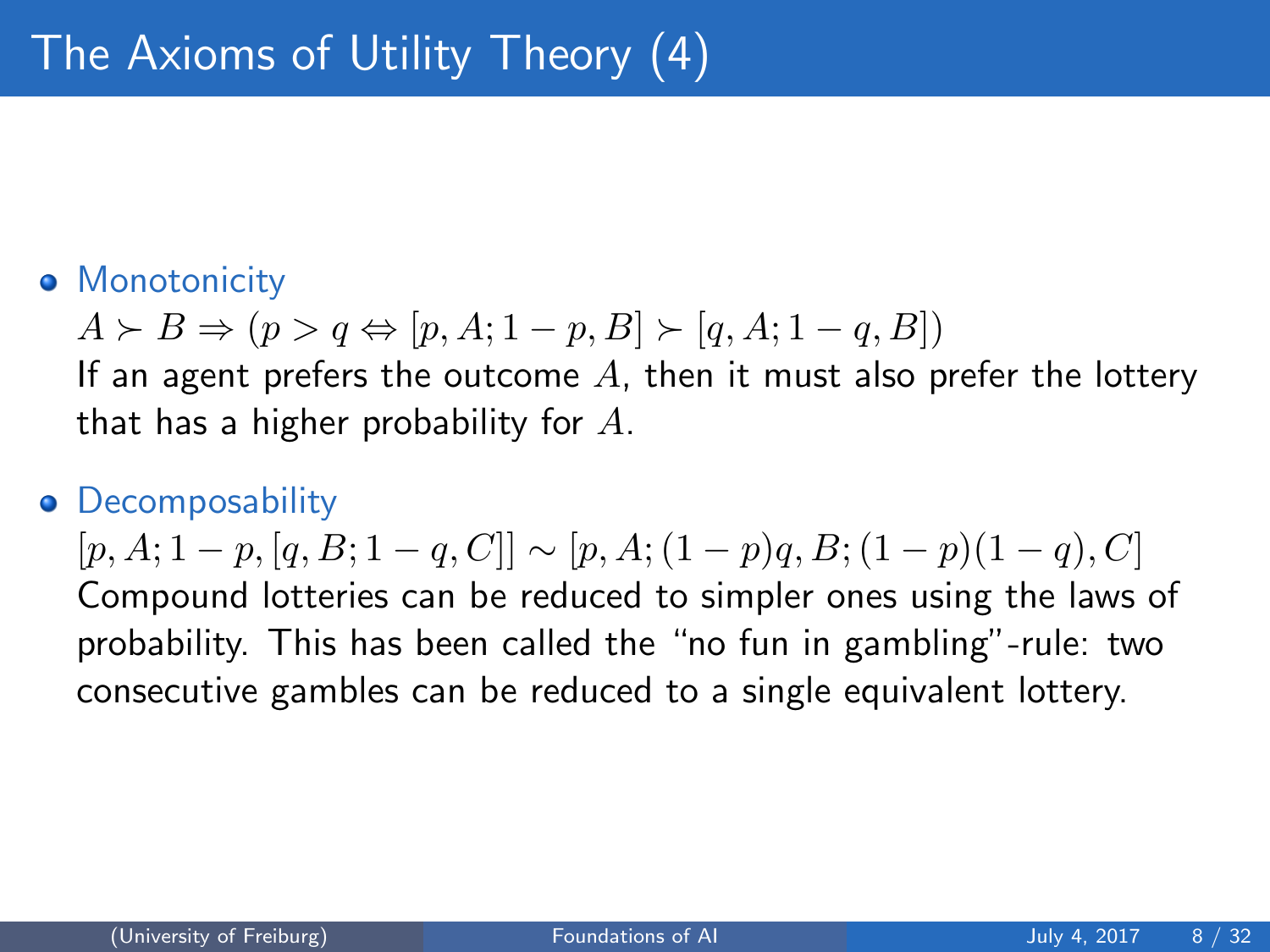# The Axioms of Utility Theory (4)

- Monotonicity

  $A \succ B \Rightarrow (p > q \Leftrightarrow [p, A; 1-p, B] \succ [q, A; 1-q, B])$

  If an agent prefers the outcome $A$, then it must also prefer the lottery that has a higher probability for $A$.

- Decomposability

  $[p, A; 1-p, [q, B; 1-q, C]] \sim [p, A; (1-p)q, B; (1-p)(1-q), C]$

  Compound lotteries can be reduced to simpler ones using the laws of probability. This has been called the "no fun in gambling"-rule: two consecutive gambles can be reduced to a single equivalent lottery.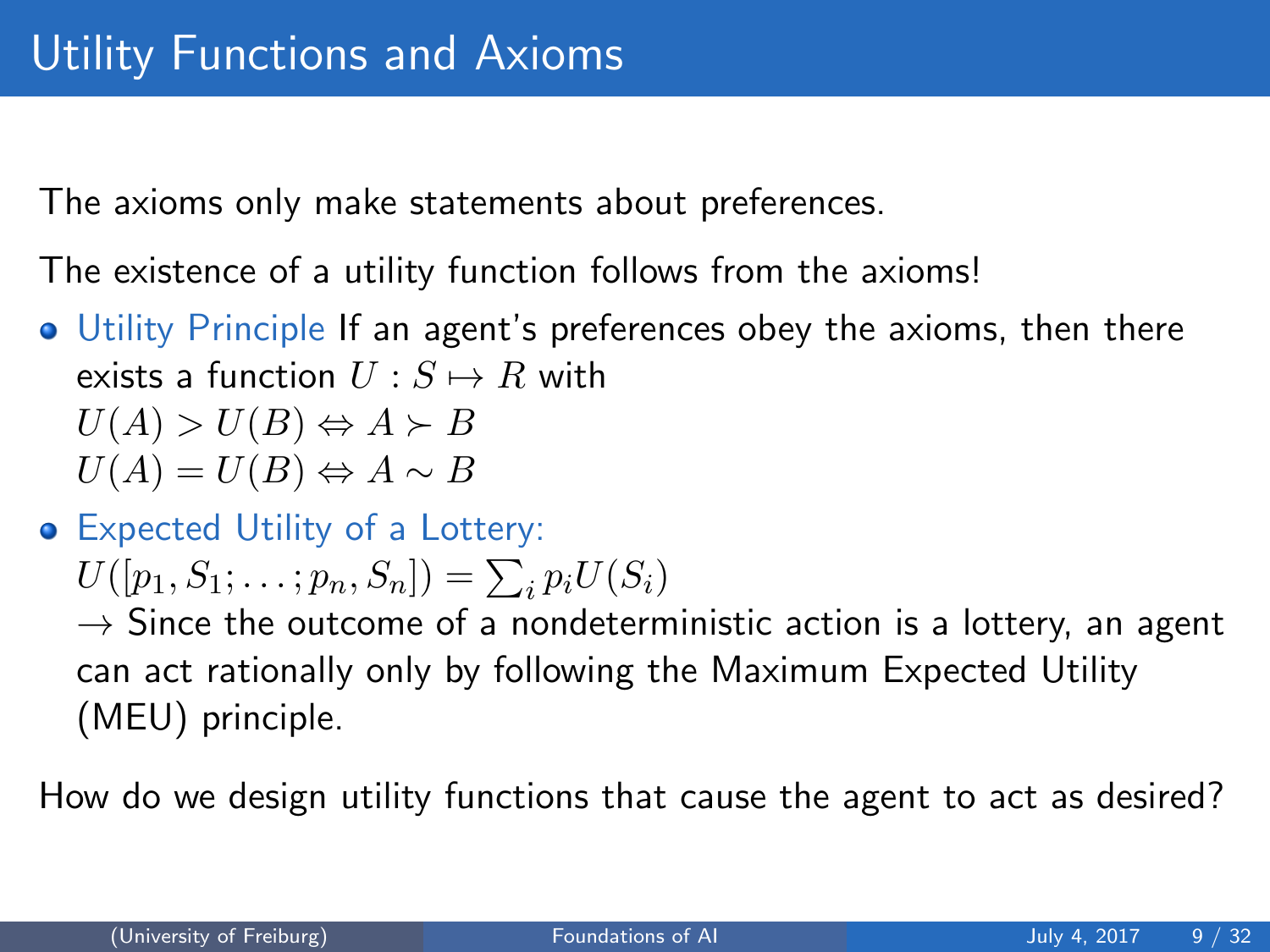# Utility Functions and Axioms

The axioms only make statements about preferences.

The existence of a utility function follows from the axioms!

- Utility Principle If an agent's preferences obey the axioms, then there exists a function $U : S \mapsto R$ with
  $U(A) > U(B) \Leftrightarrow A \succ B$
  $U(A) = U(B) \Leftrightarrow A \sim B$
- Expected Utility of a Lottery:
  $U([p_1, S_1; \ldots; p_n, S_n]) = \sum_i p_i U(S_i)$
  $\rightarrow$ Since the outcome of a nondeterministic action is a lottery, an agent can act rationally only by following the Maximum Expected Utility (MEU) principle.

How do we design utility functions that cause the agent to act as desired?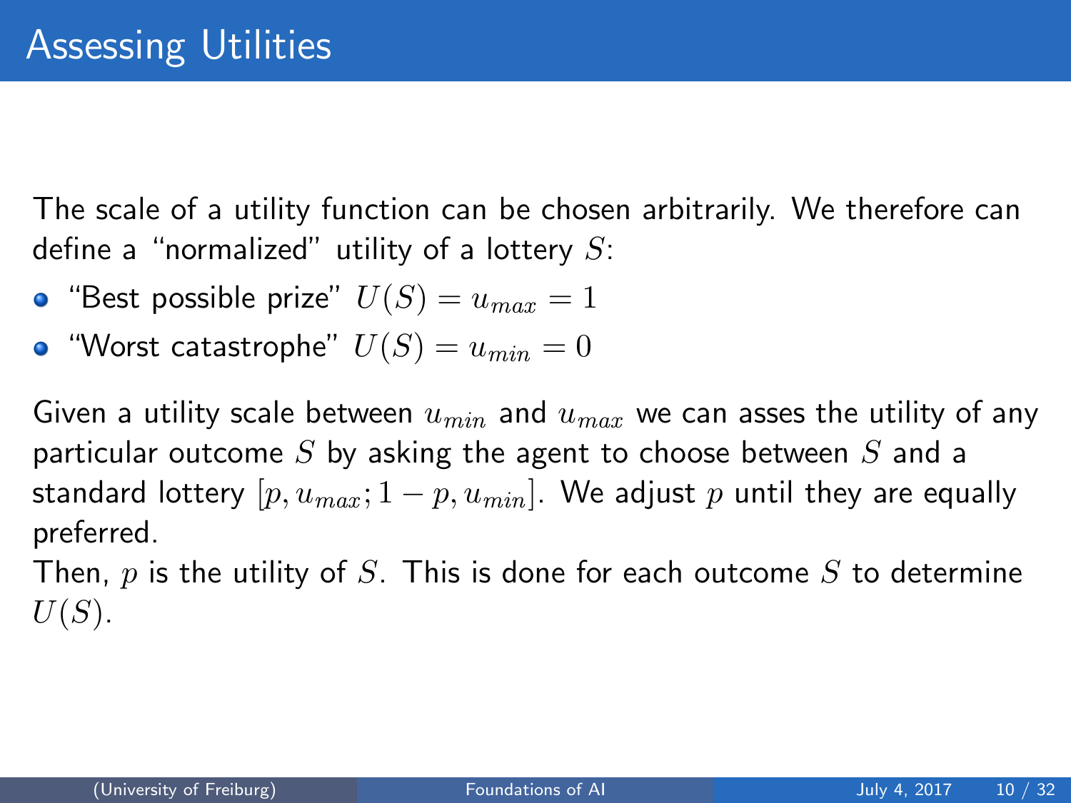# Assessing Utilities

The scale of a utility function can be chosen arbitrarily. We therefore can define a "normalized" utility of a lottery $S$:

- "Best possible prize" $U(S) = u_{max} = 1$
- "Worst catastrophe" $U(S) = u_{min} = 0$

Given a utility scale between $u_{min}$ and $u_{max}$ we can asses the utility of any particular outcome $S$ by asking the agent to choose between $S$ and a standard lottery $[p, u_{max}; 1 - p, u_{min}]$. We adjust $p$ until they are equally preferred.

Then, $p$ is the utility of $S$. This is done for each outcome $S$ to determine $U(S)$.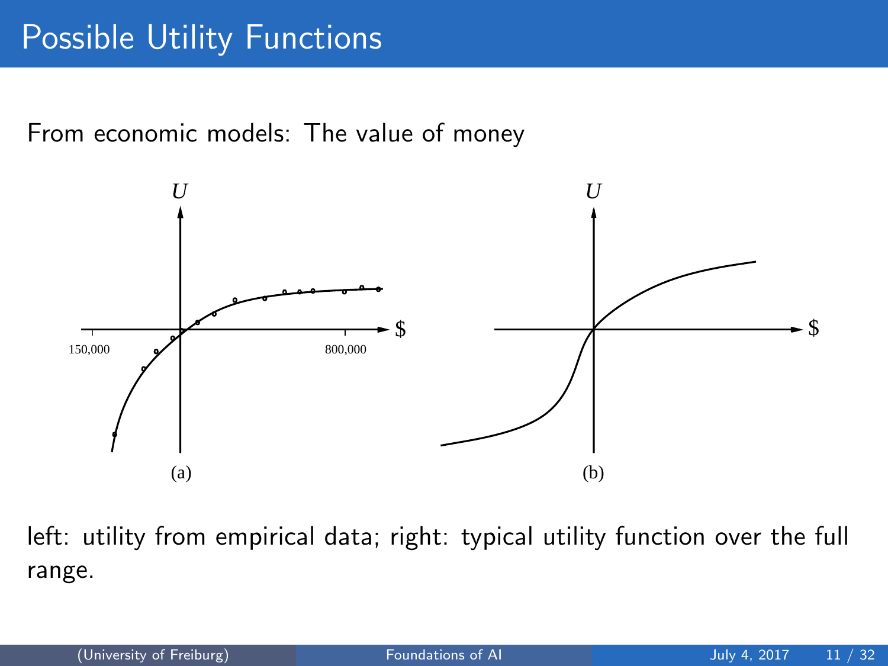# Possible Utility Functions

From economic models: The value of money

left: utility from empirical data; right: typical utility function over the full range.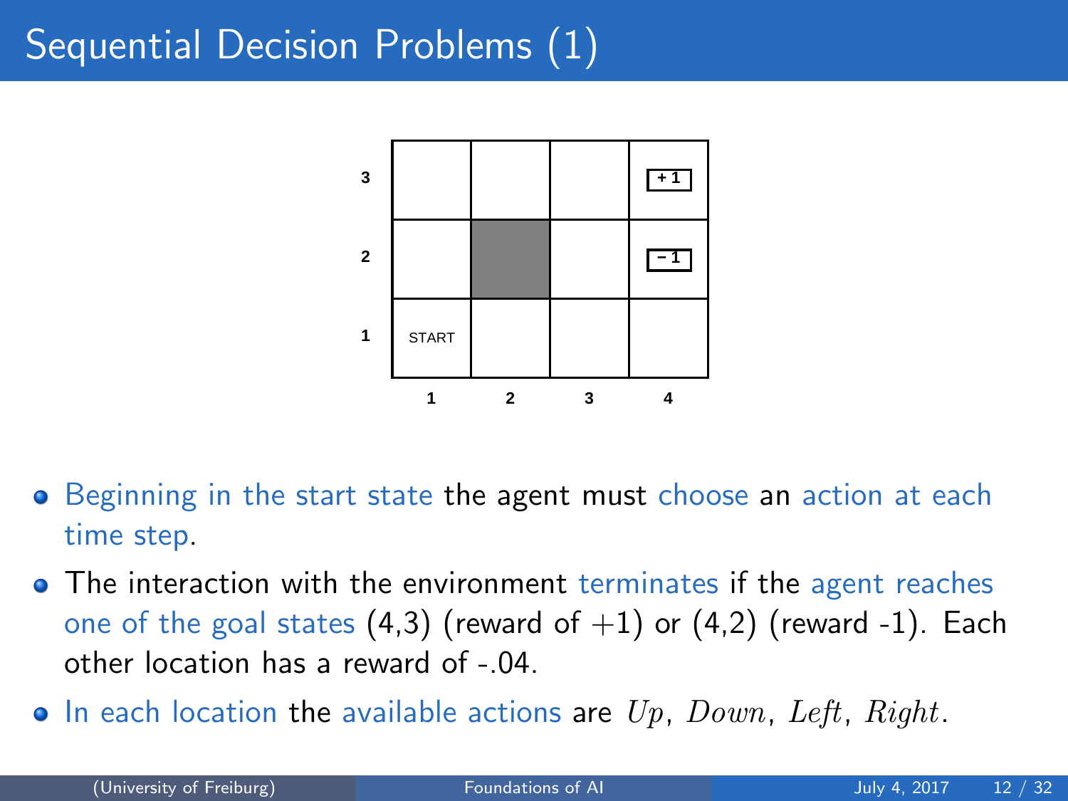# Sequential Decision Problems (1)

| | 1 | 2 | 3 | 4 |
|---|---|---|---|---|
| **3** | | | | +1 |
| **2** | | (blocked) | | −1 |
| **1** | START | | | |

- Beginning in the start state the agent must choose an action at each time step.
- The interaction with the environment terminates if the agent reaches one of the goal states (4,3) (reward of $+1$) or (4,2) (reward -1). Each other location has a reward of -.04.
- In each location the available actions are $Up$, $Down$, $Left$, $Right$.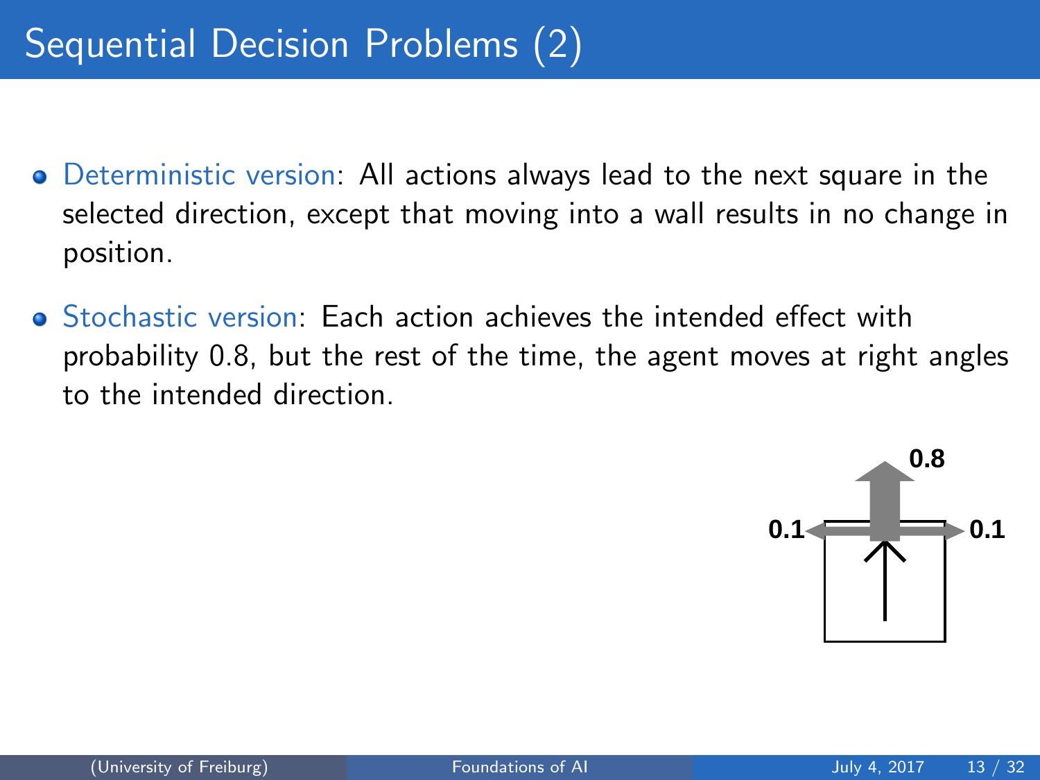# Sequential Decision Problems (2)

- Deterministic version: All actions always lead to the next square in the selected direction, except that moving into a wall results in no change in position.
- Stochastic version: Each action achieves the intended effect with probability 0.8, but the rest of the time, the agent moves at right angles to the intended direction.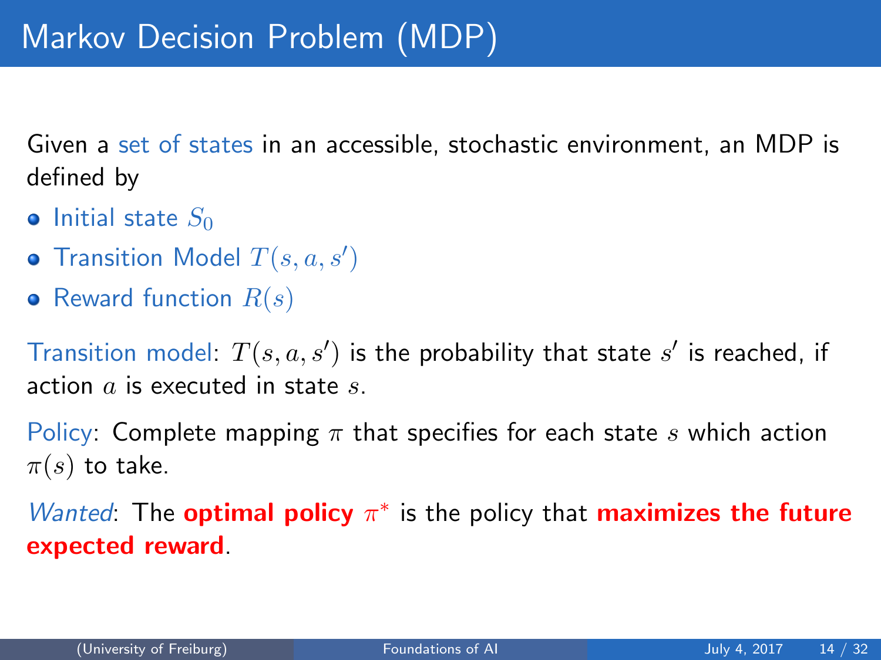# Markov Decision Problem (MDP)

Given a set of states in an accessible, stochastic environment, an MDP is defined by

- Initial state $S_0$
- Transition Model $T(s, a, s')$
- Reward function $R(s)$

Transition model: $T(s, a, s')$ is the probability that state $s'$ is reached, if action $a$ is executed in state $s$.

Policy: Complete mapping $\pi$ that specifies for each state $s$ which action $\pi(s)$ to take.

*Wanted*: The **optimal policy** $\pi^*$ is the policy that **maximizes the future expected reward**.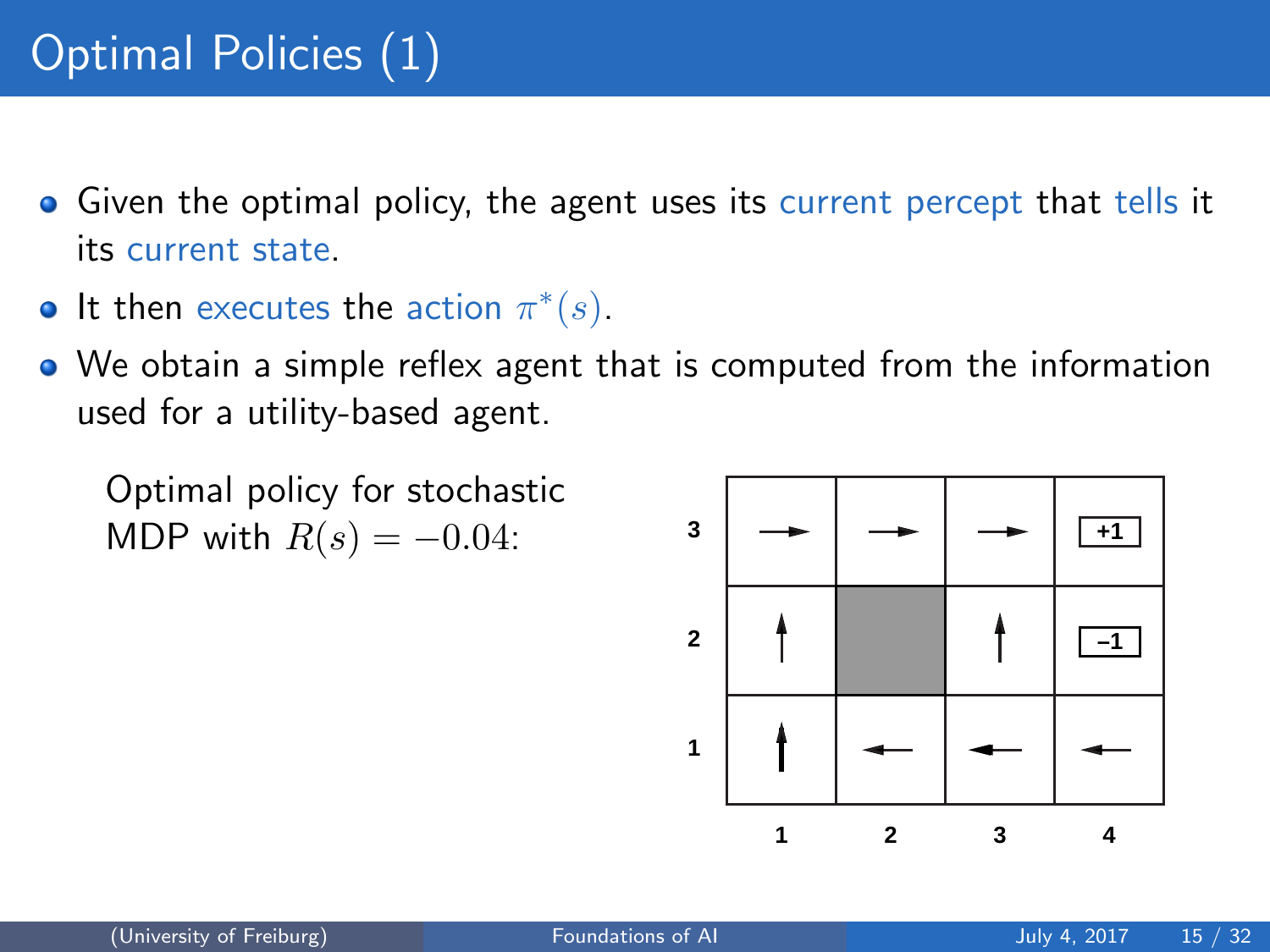# Optimal Policies (1)

- Given the optimal policy, the agent uses its current percept that tells it its current state.
- It then executes the action $\pi^*(s)$.
- We obtain a simple reflex agent that is computed from the information used for a utility-based agent.

Optimal policy for stochastic MDP with $R(s) = -0.04$:

|   | 1 | 2 | 3 | 4 |
|---|---|---|---|---|
| **3** | → | → | → | +1 |
| **2** | ↑ |  | ↑ | –1 |
| **1** | ↑ | ← | ← | ← |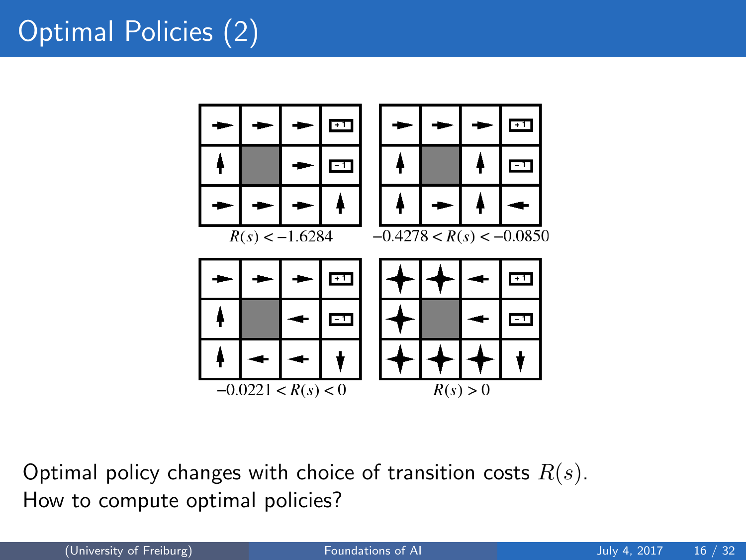# Optimal Policies (2)

$R(s) < -1.6284$

$-0.4278 < R(s) < -0.0850$

$-0.0221 < R(s) < 0$

$R(s) > 0$

Optimal policy changes with choice of transition costs $R(s)$.
How to compute optimal policies?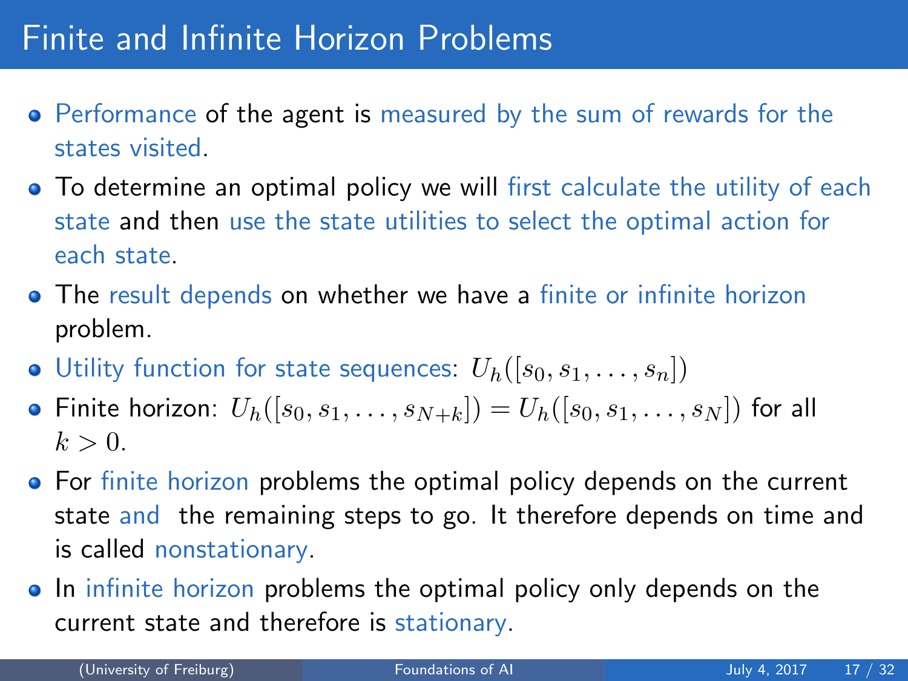# Finite and Infinite Horizon Problems

- Performance of the agent is measured by the sum of rewards for the states visited.
- To determine an optimal policy we will first calculate the utility of each state and then use the state utilities to select the optimal action for each state.
- The result depends on whether we have a finite or infinite horizon problem.
- Utility function for state sequences: $U_h([s_0, s_1, \ldots, s_n])$
- Finite horizon: $U_h([s_0, s_1, \ldots, s_{N+k}]) = U_h([s_0, s_1, \ldots, s_N])$ for all $k > 0$.
- For finite horizon problems the optimal policy depends on the current state and the remaining steps to go. It therefore depends on time and is called nonstationary.
- In infinite horizon problems the optimal policy only depends on the current state and therefore is stationary.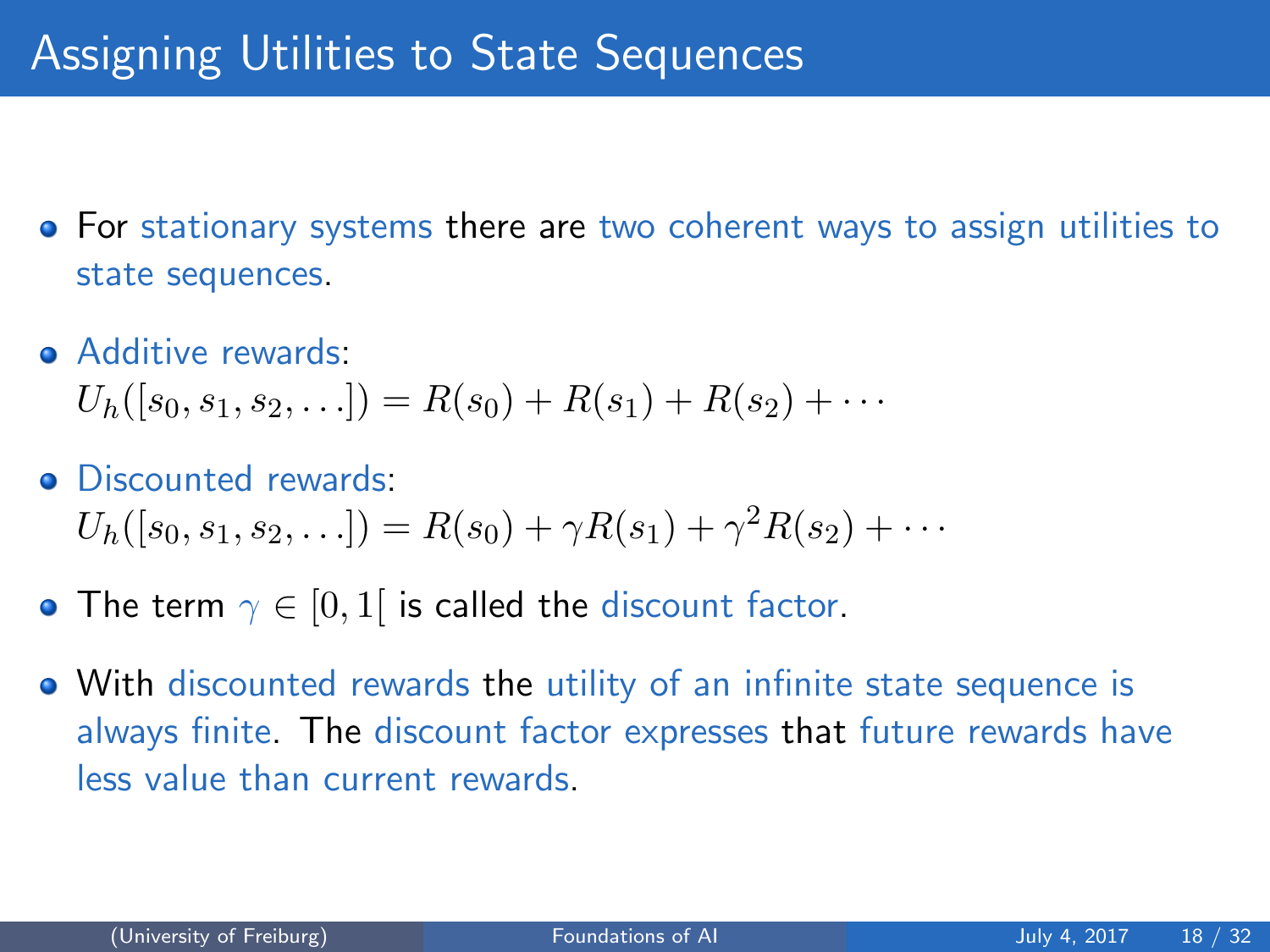# Assigning Utilities to State Sequences

- For stationary systems there are two coherent ways to assign utilities to state sequences.
- Additive rewards:
  $U_h([s_0, s_1, s_2, \ldots]) = R(s_0) + R(s_1) + R(s_2) + \cdots$
- Discounted rewards:
  $U_h([s_0, s_1, s_2, \ldots]) = R(s_0) + \gamma R(s_1) + \gamma^2 R(s_2) + \cdots$
- The term $\gamma \in [0, 1[$ is called the discount factor.
- With discounted rewards the utility of an infinite state sequence is always finite. The discount factor expresses that future rewards have less value than current rewards.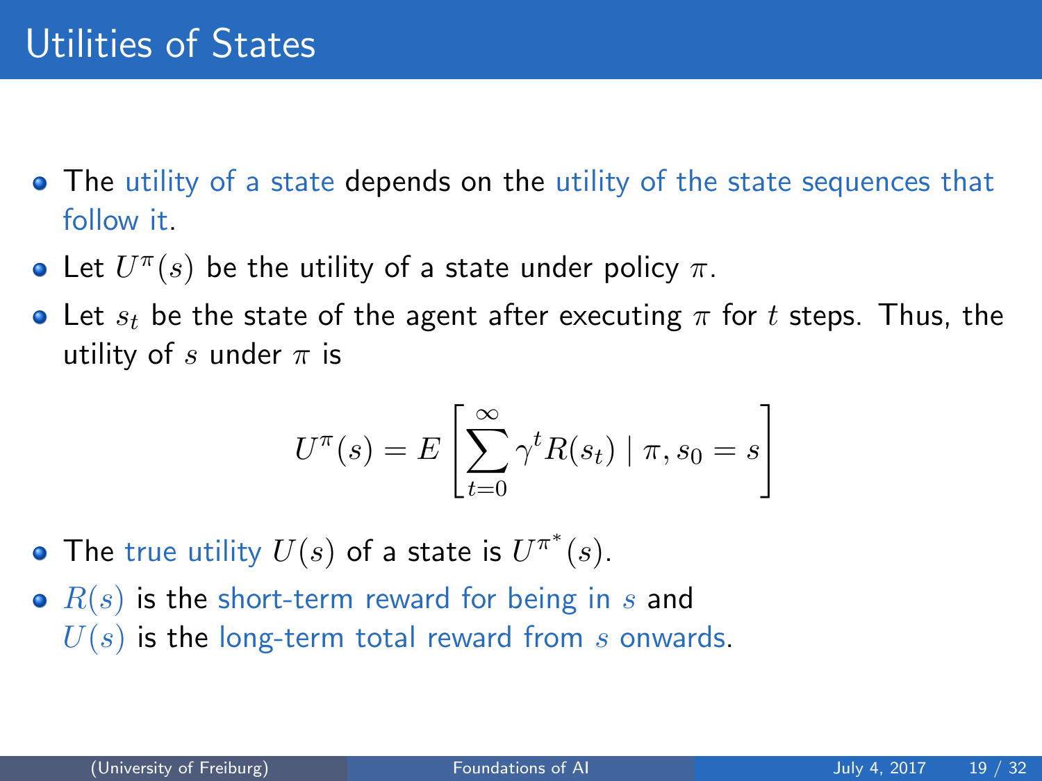# Utilities of States

- The utility of a state depends on the utility of the state sequences that follow it.
- Let $U^{\pi}(s)$ be the utility of a state under policy $\pi$.
- Let $s_t$ be the state of the agent after executing $\pi$ for $t$ steps. Thus, the utility of $s$ under $\pi$ is

$$U^{\pi}(s) = E\left[\sum_{t=0}^{\infty} \gamma^t R(s_t) \mid \pi, s_0 = s\right]$$

- The true utility $U(s)$ of a state is $U^{\pi^*}(s)$.
- $R(s)$ is the short-term reward for being in $s$ and $U(s)$ is the long-term total reward from $s$ onwards.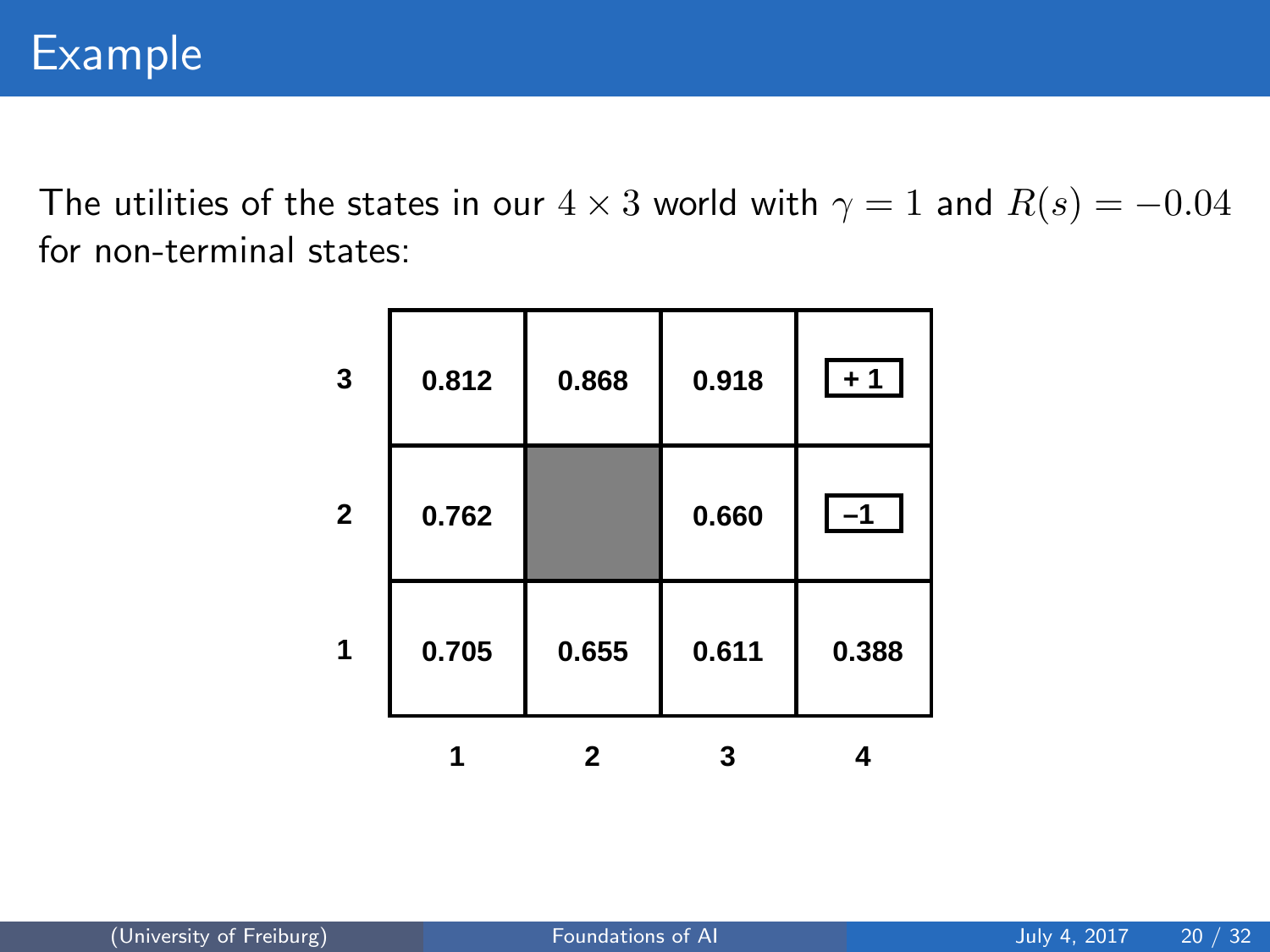# Example

The utilities of the states in our $4 \times 3$ world with $\gamma = 1$ and $R(s) = -0.04$ for non-terminal states:

| | 1 | 2 | 3 | 4 |
|---|---|---|---|---|
| **3** | 0.812 | 0.868 | 0.918 | +1 |
| **2** | 0.762 | | 0.660 | –1 |
| **1** | 0.705 | 0.655 | 0.611 | 0.388 |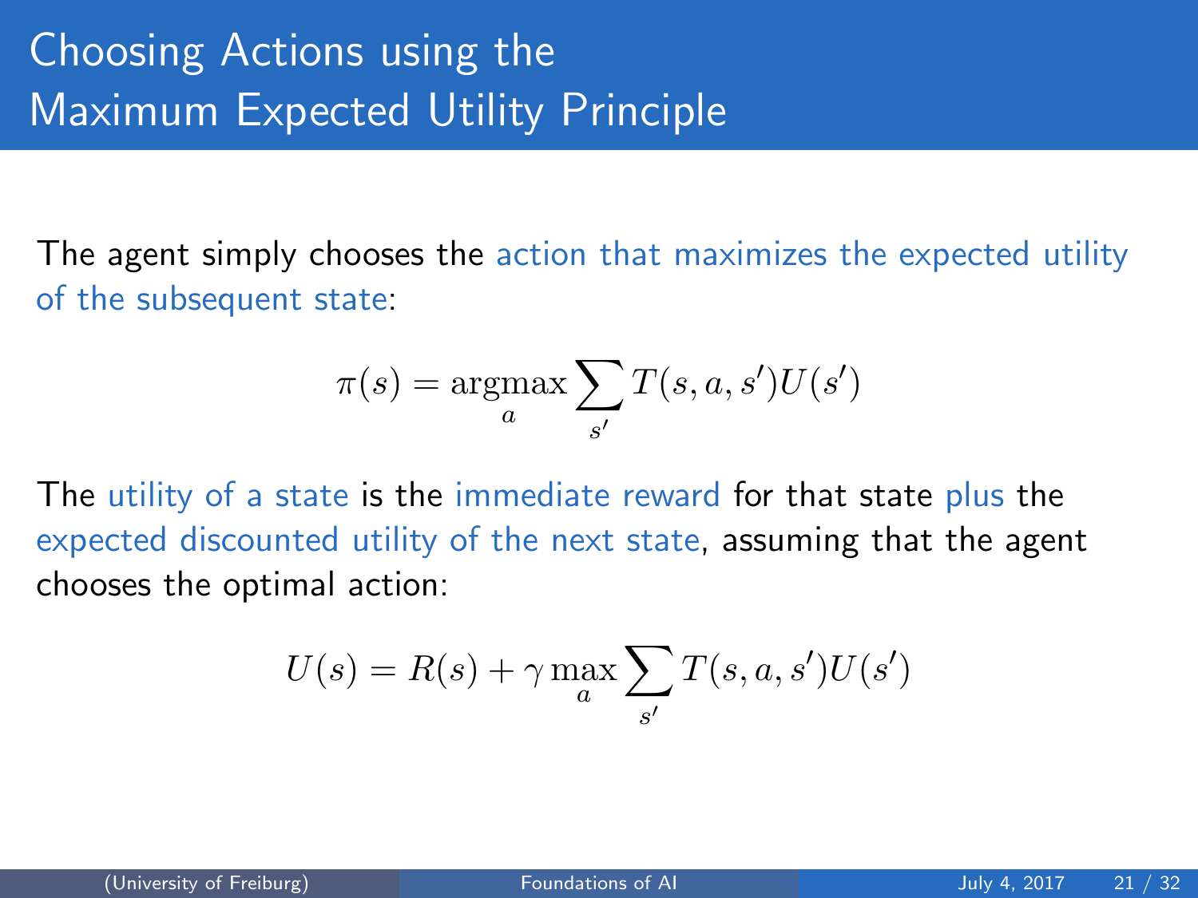# Choosing Actions using the Maximum Expected Utility Principle

The agent simply chooses the action that maximizes the expected utility of the subsequent state:

$$\pi(s) = \underset{a}{\operatorname{argmax}} \sum_{s'} T(s, a, s') U(s')$$

The utility of a state is the immediate reward for that state plus the expected discounted utility of the next state, assuming that the agent chooses the optimal action:

$$U(s) = R(s) + \gamma \max_{a} \sum_{s'} T(s, a, s') U(s')$$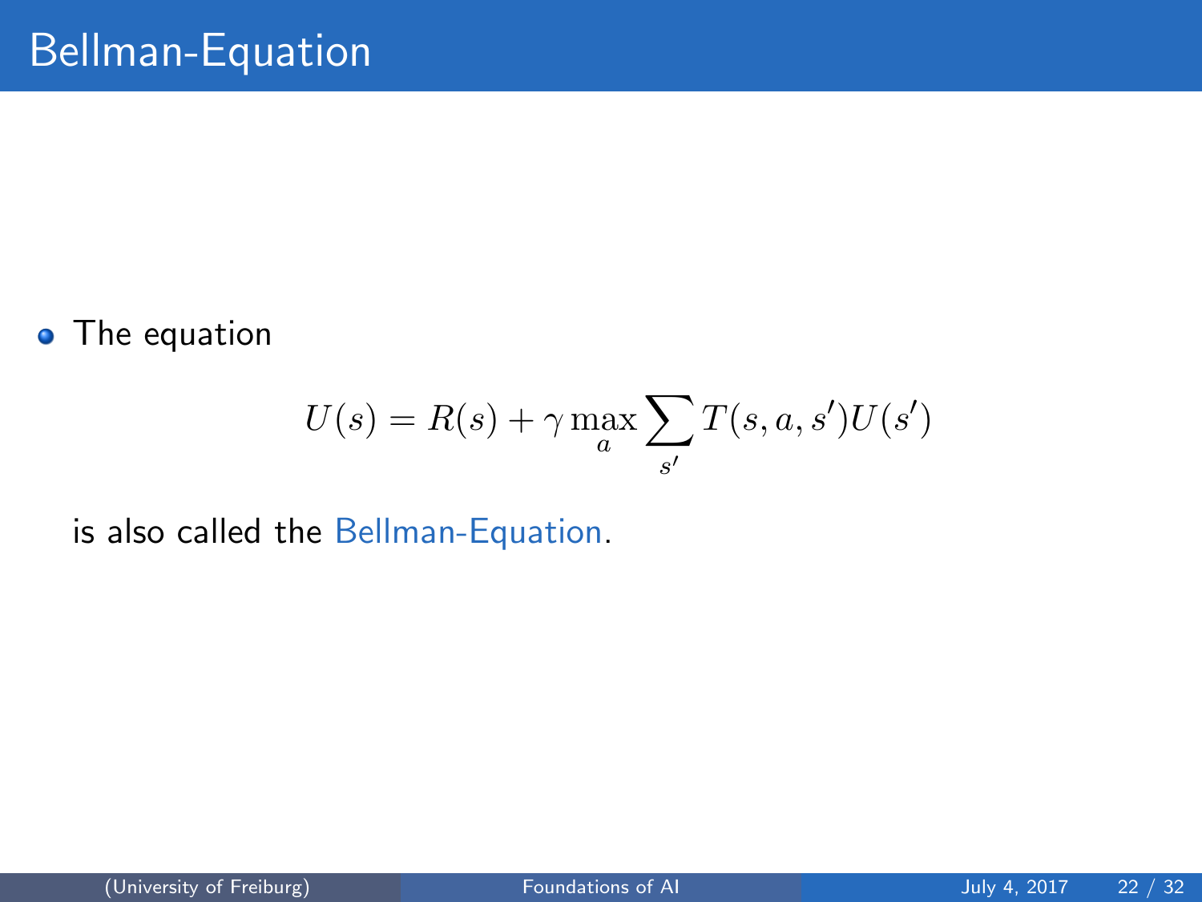# Bellman-Equation

- The equation

$$U(s) = R(s) + \gamma \max_a \sum_{s'} T(s, a, s')U(s')$$

is also called the Bellman-Equation.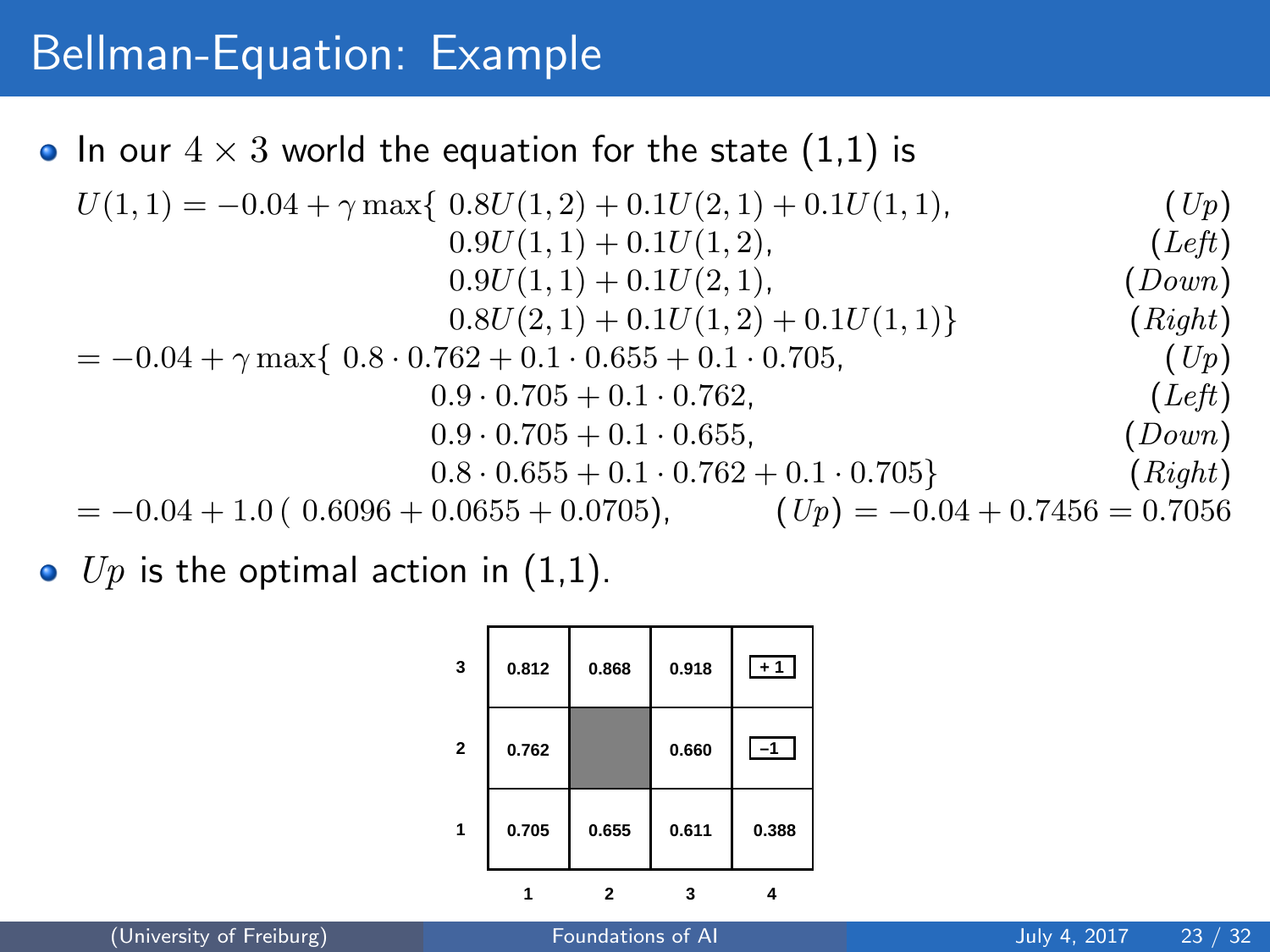# Bellman-Equation: Example

- In our $4 \times 3$ world the equation for the state (1,1) is

$$
\begin{aligned}
U(1,1) = -0.04 + \gamma \max\{ \; & 0.8U(1,2) + 0.1U(2,1) + 0.1U(1,1), && (Up)\\
& 0.9U(1,1) + 0.1U(1,2), && (Left)\\
& 0.9U(1,1) + 0.1U(2,1), && (Down)\\
& 0.8U(2,1) + 0.1U(1,2) + 0.1U(1,1)\} && (Right)\\
= -0.04 + \gamma \max\{ \; & 0.8 \cdot 0.762 + 0.1 \cdot 0.655 + 0.1 \cdot 0.705, && (Up)\\
& 0.9 \cdot 0.705 + 0.1 \cdot 0.762, && (Left)\\
& 0.9 \cdot 0.705 + 0.1 \cdot 0.655, && (Down)\\
& 0.8 \cdot 0.655 + 0.1 \cdot 0.762 + 0.1 \cdot 0.705\} && (Right)\\
= -0.04 + 1.0\,(\; & 0.6096 + 0.0655 + 0.0705), \qquad (Up) = -0.04 + 0.7456 = 0.7056
\end{aligned}
$$

- $Up$ is the optimal action in (1,1).

| | 1 | 2 | 3 | 4 |
|---|---|---|---|---|
| **3** | 0.812 | 0.868 | 0.918 | +1 |
| **2** | 0.762 | | 0.660 | –1 |
| **1** | 0.705 | 0.655 | 0.611 | 0.388 |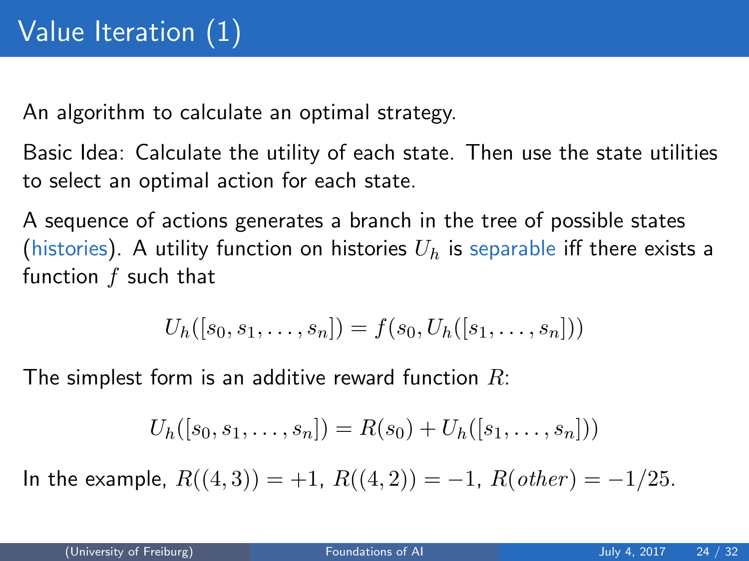# Value Iteration (1)

An algorithm to calculate an optimal strategy.

Basic Idea: Calculate the utility of each state. Then use the state utilities to select an optimal action for each state.

A sequence of actions generates a branch in the tree of possible states (histories). A utility function on histories $U_h$ is separable iff there exists a function $f$ such that

$$U_h([s_0, s_1, \ldots, s_n]) = f(s_0, U_h([s_1, \ldots, s_n]))$$

The simplest form is an additive reward function $R$:

$$U_h([s_0, s_1, \ldots, s_n]) = R(s_0) + U_h([s_1, \ldots, s_n]))$$

In the example, $R((4,3)) = +1$, $R((4,2)) = -1$, $R(other) = -1/25$.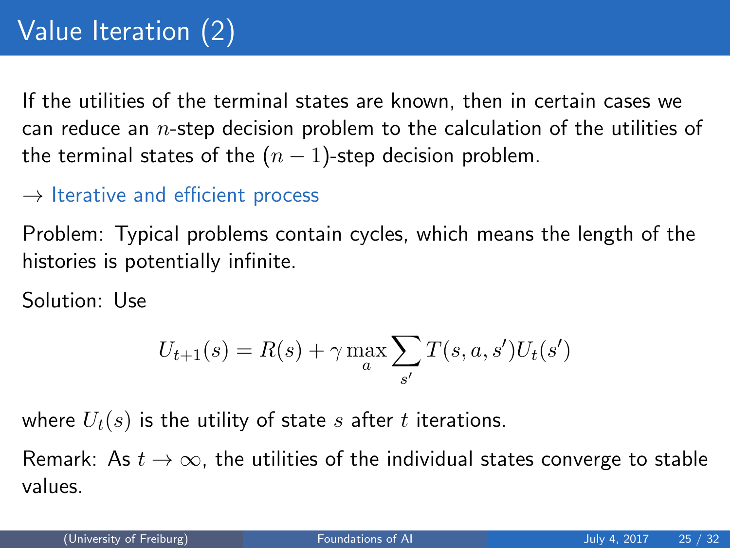# Value Iteration (2)

If the utilities of the terminal states are known, then in certain cases we can reduce an $n$-step decision problem to the calculation of the utilities of the terminal states of the $(n-1)$-step decision problem.

→ Iterative and efficient process

Problem: Typical problems contain cycles, which means the length of the histories is potentially infinite.

Solution: Use

$$U_{t+1}(s) = R(s) + \gamma \max_a \sum_{s'} T(s, a, s') U_t(s')$$

where $U_t(s)$ is the utility of state $s$ after $t$ iterations.

Remark: As $t \to \infty$, the utilities of the individual states converge to stable values.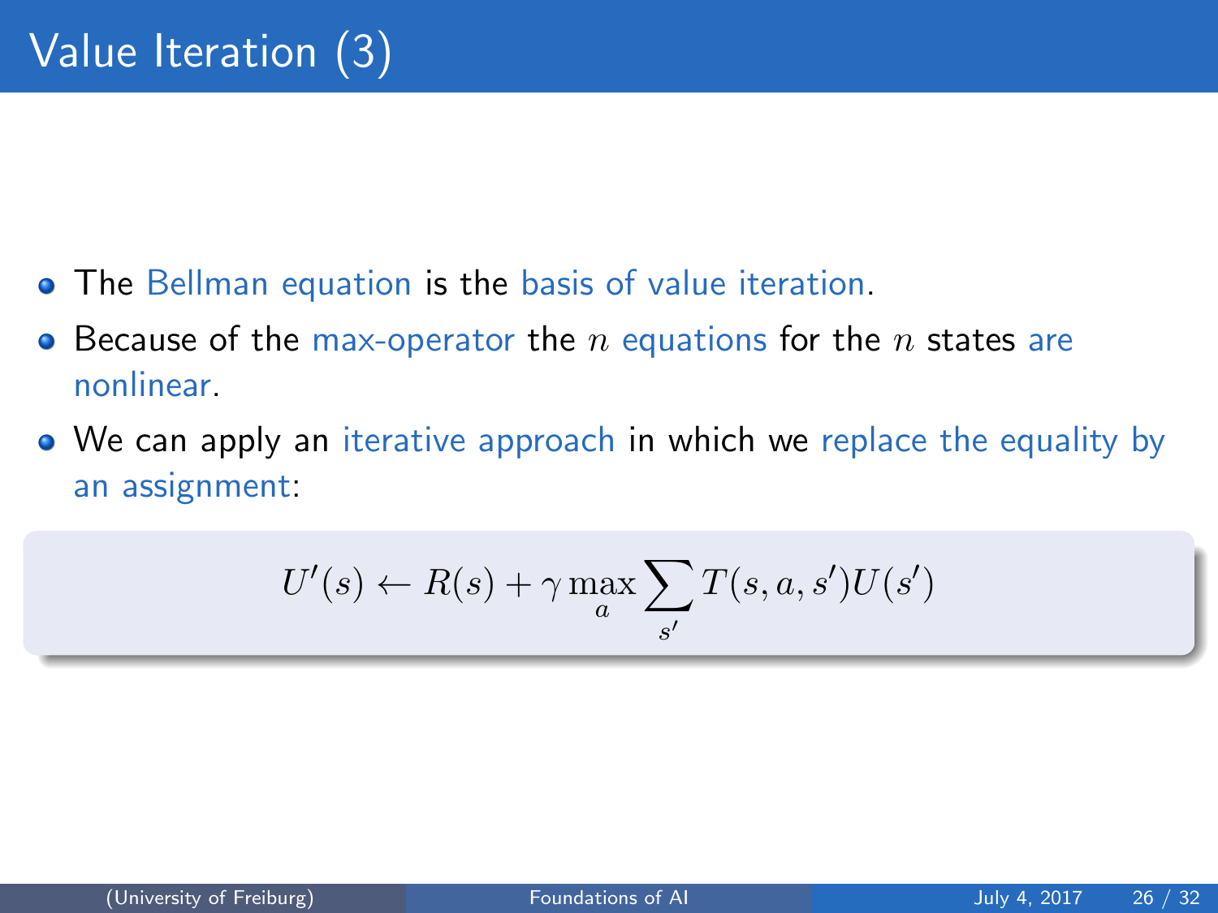# Value Iteration (3)

- The Bellman equation is the basis of value iteration.
- Because of the max-operator the $n$ equations for the $n$ states are nonlinear.
- We can apply an iterative approach in which we replace the equality by an assignment:

$$U'(s) \leftarrow R(s) + \gamma \max_a \sum_{s'} T(s, a, s')U(s')$$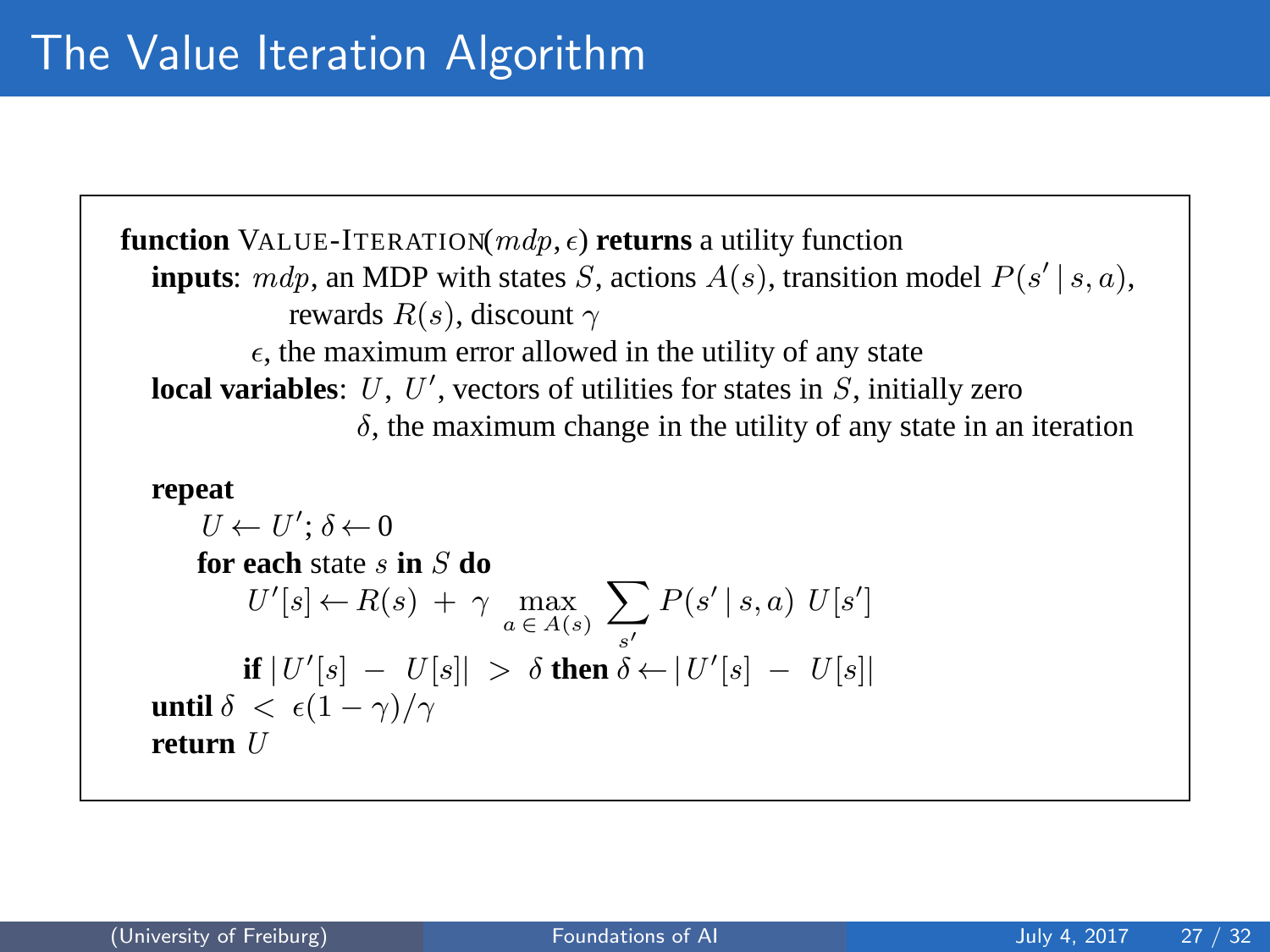# The Value Iteration Algorithm

```
function VALUE-ITERATION(mdp, ε) returns a utility function
   inputs: mdp, an MDP with states S, actions A(s), transition model P(s' | s, a),
              rewards R(s), discount γ
           ε, the maximum error allowed in the utility of any state
   local variables: U, U', vectors of utilities for states in S, initially zero
                    δ, the maximum change in the utility of any state in an iteration

   repeat
       U ← U'; δ ← 0
       for each state s in S do
           U'[s] ← R(s) + γ max_{a ∈ A(s)} Σ_{s'} P(s' | s, a) U[s']
           if |U'[s] − U[s]| > δ then δ ← |U'[s] − U[s]|
   until δ < ε(1 − γ)/γ
   return U
```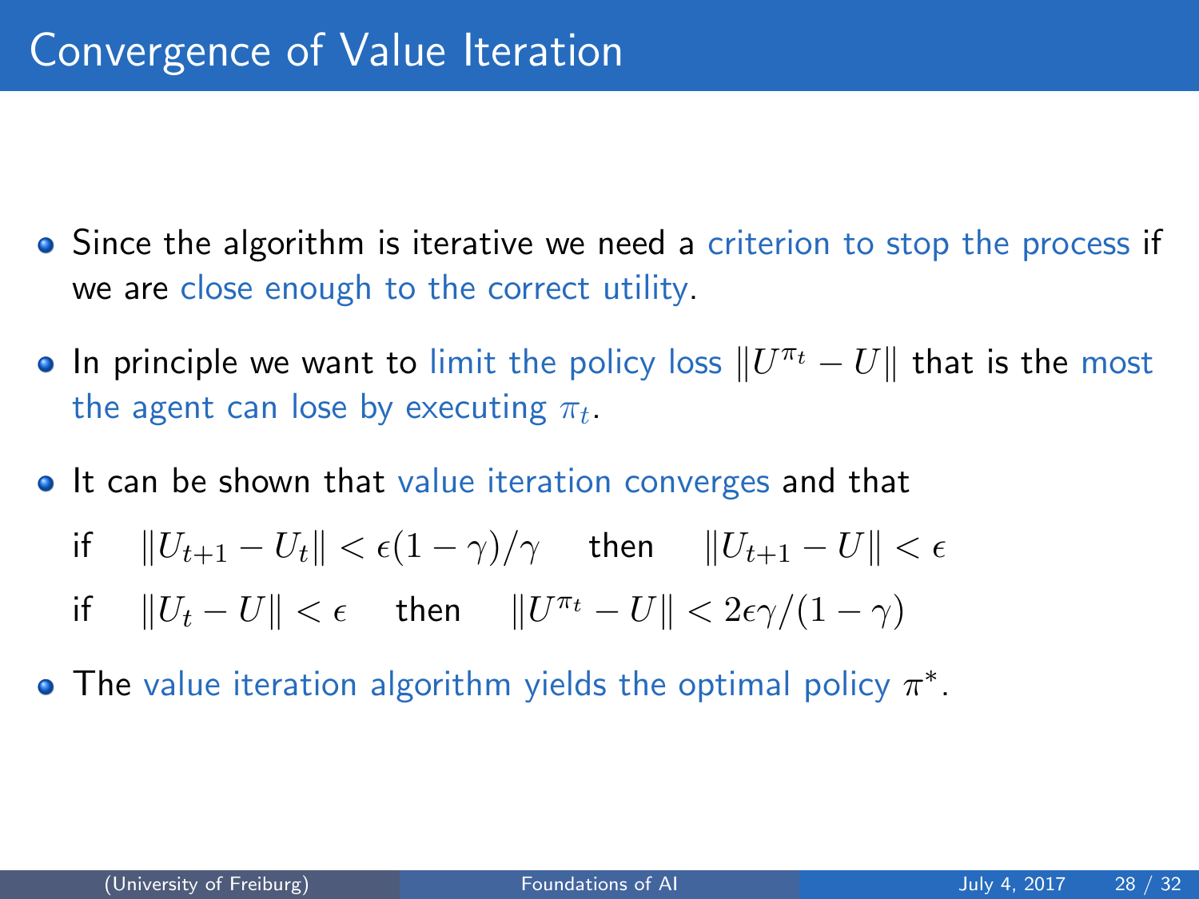# Convergence of Value Iteration

- Since the algorithm is iterative we need a criterion to stop the process if we are close enough to the correct utility.
- In principle we want to limit the policy loss $\|U^{\pi_t} - U\|$ that is the most the agent can lose by executing $\pi_t$.
- It can be shown that value iteration converges and that

  if $\quad \|U_{t+1} - U_t\| < \epsilon(1-\gamma)/\gamma \quad$ then $\quad \|U_{t+1} - U\| < \epsilon$

  if $\quad \|U_t - U\| < \epsilon \quad$ then $\quad \|U^{\pi_t} - U\| < 2\epsilon\gamma/(1-\gamma)$

- The value iteration algorithm yields the optimal policy $\pi^*$.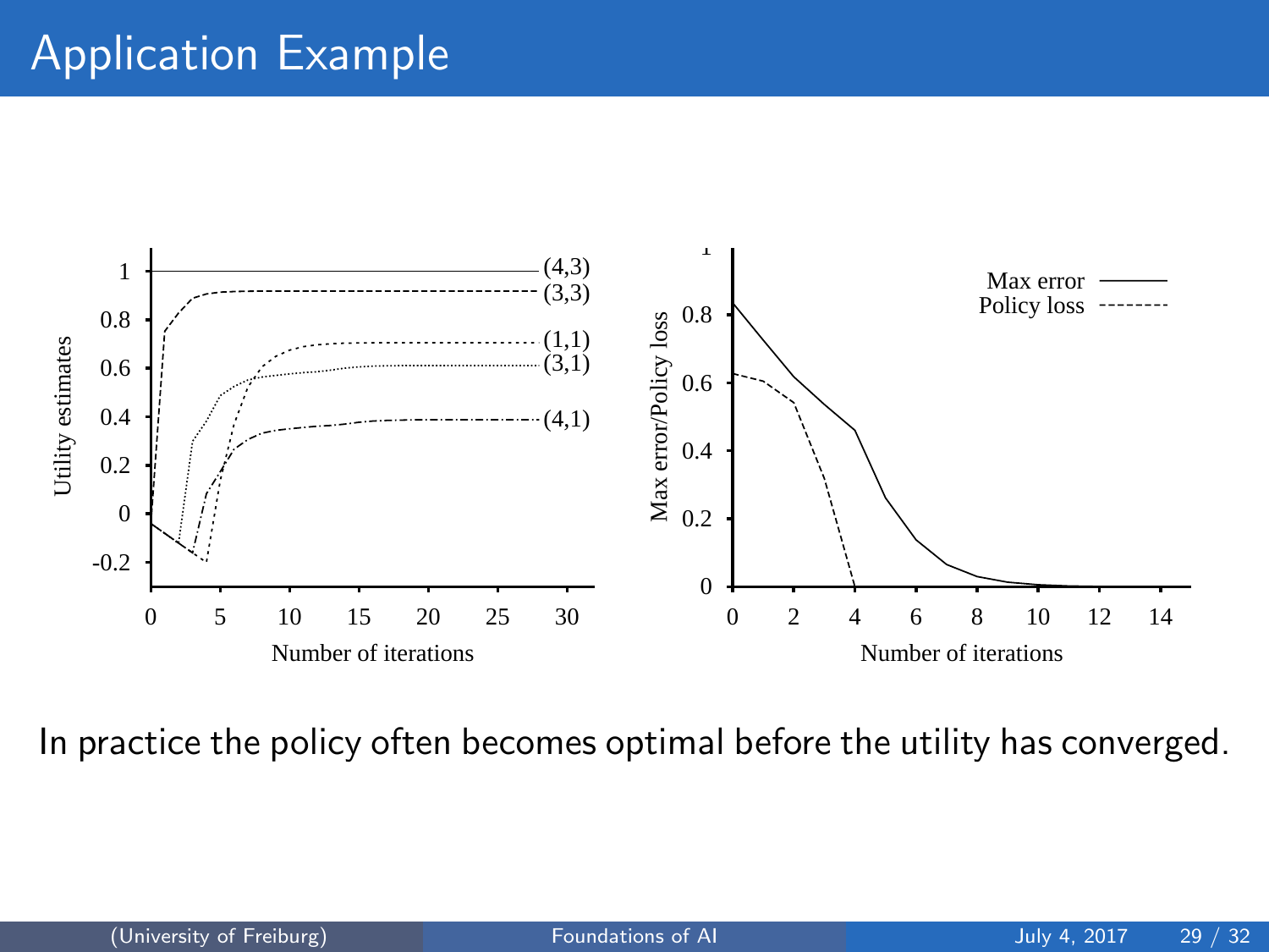# Application Example

In practice the policy often becomes optimal before the utility has converged.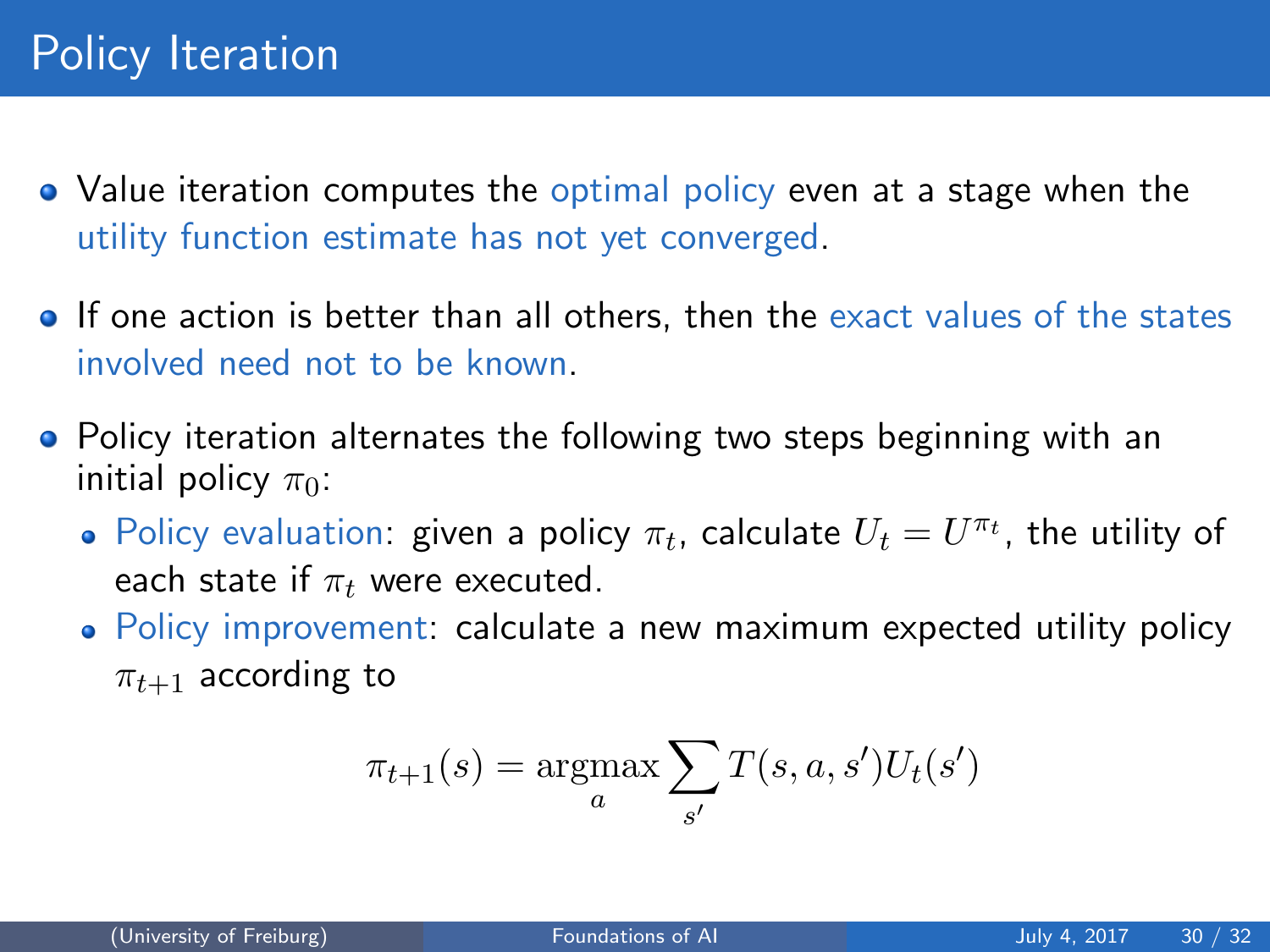# Policy Iteration

- Value iteration computes the optimal policy even at a stage when the utility function estimate has not yet converged.
- If one action is better than all others, then the exact values of the states involved need not to be known.
- Policy iteration alternates the following two steps beginning with an initial policy $\pi_0$:
  - Policy evaluation: given a policy $\pi_t$, calculate $U_t = U^{\pi_t}$, the utility of each state if $\pi_t$ were executed.
  - Policy improvement: calculate a new maximum expected utility policy $\pi_{t+1}$ according to

$$\pi_{t+1}(s) = \underset{a}{\operatorname{argmax}} \sum_{s'} T(s, a, s') U_t(s')$$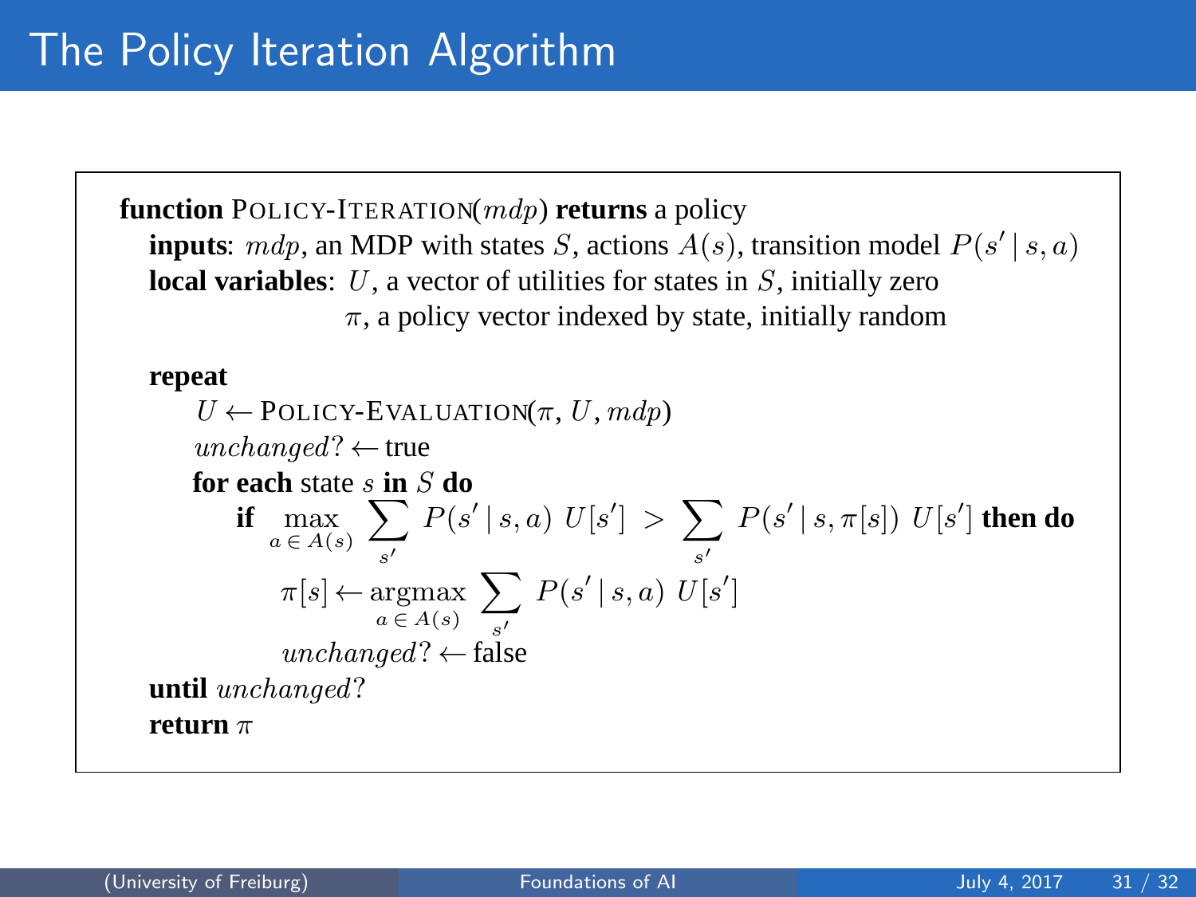# The Policy Iteration Algorithm

**function** POLICY-ITERATION($mdp$) **returns** a policy
  **inputs**: $mdp$, an MDP with states $S$, actions $A(s)$, transition model $P(s' \mid s, a)$
  **local variables**: $U$, a vector of utilities for states in $S$, initially zero
    $\pi$, a policy vector indexed by state, initially random

  **repeat**
    $U \leftarrow$ POLICY-EVALUATION($\pi, U, mdp$)
    $unchanged? \leftarrow$ true
    **for each** state $s$ **in** $S$ **do**
      **if** $\max_{a \in A(s)} \sum_{s'} P(s' \mid s, a)\ U[s'] > \sum_{s'} P(s' \mid s, \pi[s])\ U[s']$ **then do**
        $\pi[s] \leftarrow \operatorname{argmax}_{a \in A(s)} \sum_{s'} P(s' \mid s, a)\ U[s']$
        $unchanged? \leftarrow$ false
  **until** $unchanged?$
  **return** $\pi$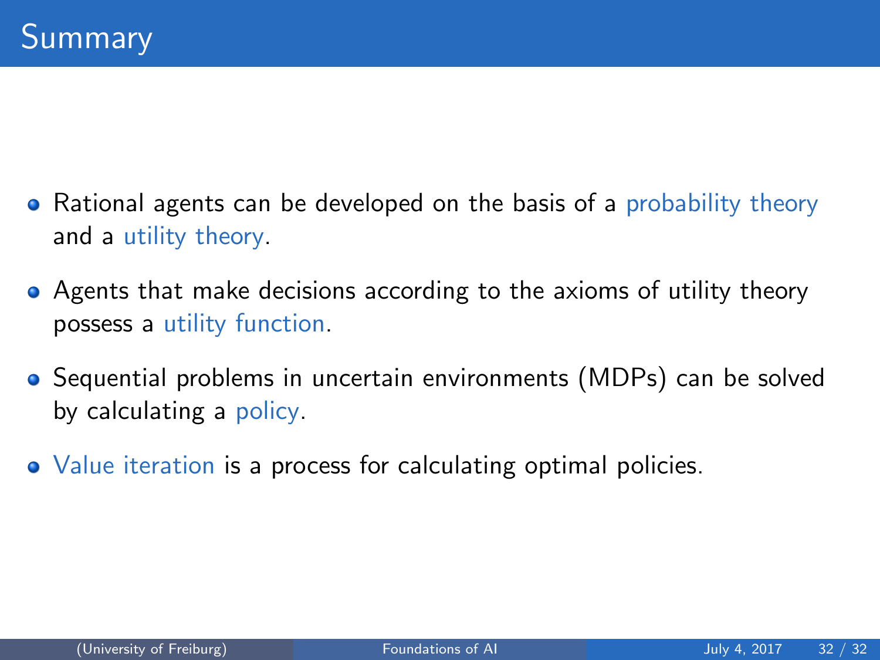# Summary

- Rational agents can be developed on the basis of a probability theory and a utility theory.
- Agents that make decisions according to the axioms of utility theory possess a utility function.
- Sequential problems in uncertain environments (MDPs) can be solved by calculating a policy.
- Value iteration is a process for calculating optimal policies.